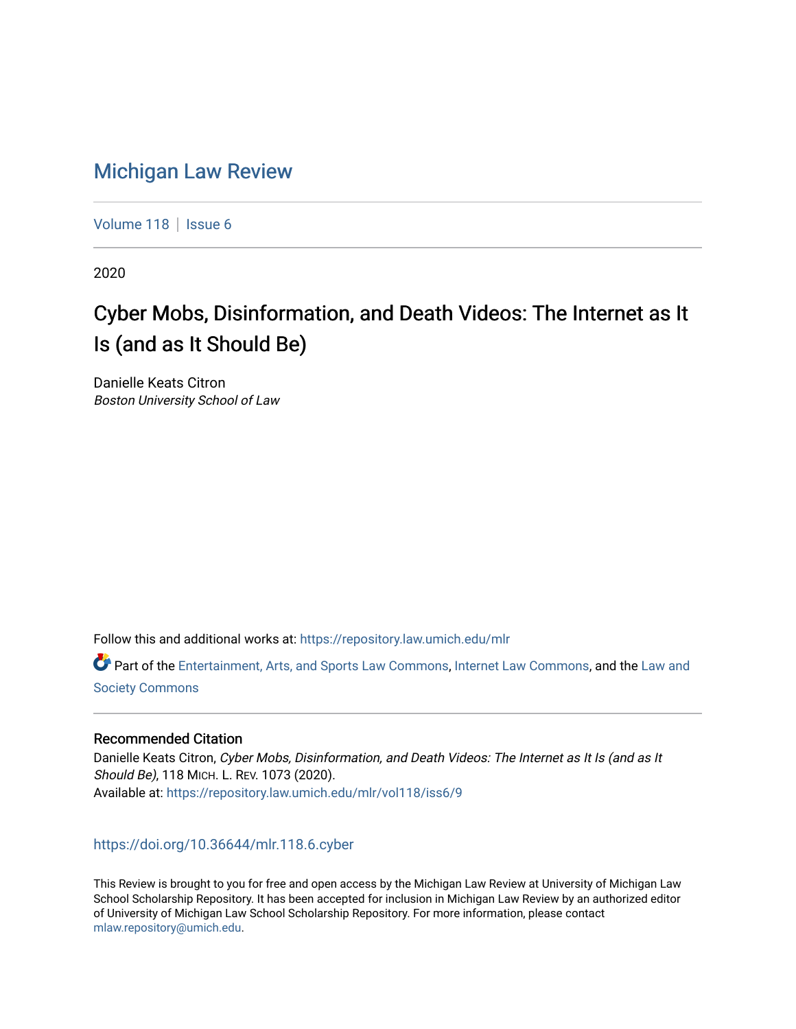# Michigan Law Review

Volume 118 | Issue 6

2020

## Cyber Mobs, Disinformation, and Death Videos: The Internet as It Is (and as It Should Be)

Danielle Keats Citron
*Boston University School of Law*

Follow this and additional works at: https://repository.law.umich.edu/mlr

Part of the Entertainment, Arts, and Sports Law Commons, Internet Law Commons, and the Law and Society Commons

### Recommended Citation

Danielle Keats Citron, *Cyber Mobs, Disinformation, and Death Videos: The Internet as It Is (and as It Should Be)*, 118 MICH. L. REV. 1073 (2020).
Available at: https://repository.law.umich.edu/mlr/vol118/iss6/9

https://doi.org/10.36644/mlr.118.6.cyber

This Review is brought to you for free and open access by the Michigan Law Review at University of Michigan Law School Scholarship Repository. It has been accepted for inclusion in Michigan Law Review by an authorized editor of University of Michigan Law School Scholarship Repository. For more information, please contact mlaw.repository@umich.edu.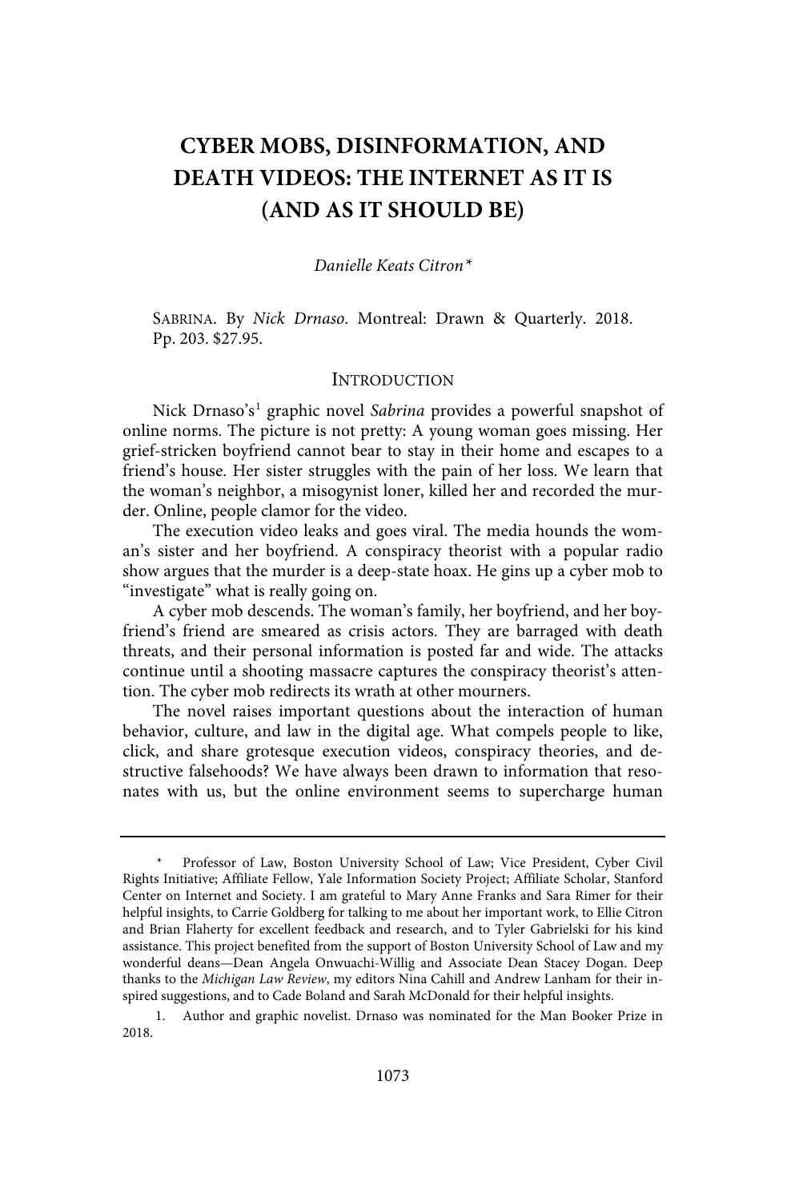# CYBER MOBS, DISINFORMATION, AND DEATH VIDEOS: THE INTERNET AS IT IS (AND AS IT SHOULD BE)

*Danielle Keats Citron\**

SABRINA. By *Nick Drnaso*. Montreal: Drawn & Quarterly. 2018. Pp. 203. $27.95.

## INTRODUCTION

Nick Drnaso's[1] graphic novel *Sabrina* provides a powerful snapshot of online norms. The picture is not pretty: A young woman goes missing. Her grief-stricken boyfriend cannot bear to stay in their home and escapes to a friend's house. Her sister struggles with the pain of her loss. We learn that the woman's neighbor, a misogynist loner, killed her and recorded the murder. Online, people clamor for the video.

The execution video leaks and goes viral. The media hounds the woman's sister and her boyfriend. A conspiracy theorist with a popular radio show argues that the murder is a deep-state hoax. He gins up a cyber mob to "investigate" what is really going on.

A cyber mob descends. The woman's family, her boyfriend, and her boyfriend's friend are smeared as crisis actors. They are barraged with death threats, and their personal information is posted far and wide. The attacks continue until a shooting massacre captures the conspiracy theorist's attention. The cyber mob redirects its wrath at other mourners.

The novel raises important questions about the interaction of human behavior, culture, and law in the digital age. What compels people to like, click, and share grotesque execution videos, conspiracy theories, and destructive falsehoods? We have always been drawn to information that resonates with us, but the online environment seems to supercharge human

---

\* Professor of Law, Boston University School of Law; Vice President, Cyber Civil Rights Initiative; Affiliate Fellow, Yale Information Society Project; Affiliate Scholar, Stanford Center on Internet and Society. I am grateful to Mary Anne Franks and Sara Rimer for their helpful insights, to Carrie Goldberg for talking to me about her important work, to Ellie Citron and Brian Flaherty for excellent feedback and research, and to Tyler Gabrielski for his kind assistance. This project benefited from the support of Boston University School of Law and my wonderful deans—Dean Angela Onwuachi-Willig and Associate Dean Stacey Dogan. Deep thanks to the *Michigan Law Review*, my editors Nina Cahill and Andrew Lanham for their inspired suggestions, and to Cade Boland and Sarah McDonald for their helpful insights.

1. Author and graphic novelist. Drnaso was nominated for the Man Booker Prize in 2018.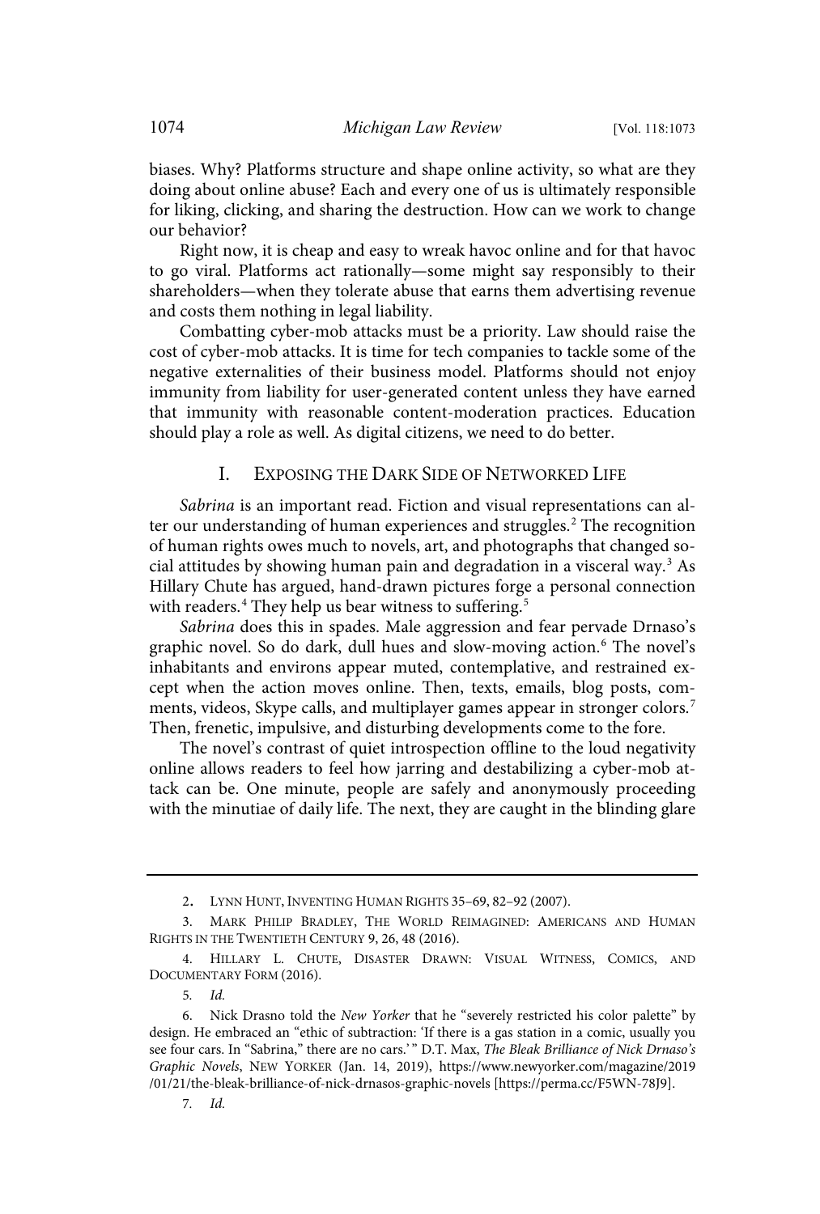biases. Why? Platforms structure and shape online activity, so what are they doing about online abuse? Each and every one of us is ultimately responsible for liking, clicking, and sharing the destruction. How can we work to change our behavior?

Right now, it is cheap and easy to wreak havoc online and for that havoc to go viral. Platforms act rationally—some might say responsibly to their shareholders—when they tolerate abuse that earns them advertising revenue and costs them nothing in legal liability.

Combatting cyber-mob attacks must be a priority. Law should raise the cost of cyber-mob attacks. It is time for tech companies to tackle some of the negative externalities of their business model. Platforms should not enjoy immunity from liability for user-generated content unless they have earned that immunity with reasonable content-moderation practices. Education should play a role as well. As digital citizens, we need to do better.

## I. Exposing the Dark Side of Networked Life

*Sabrina* is an important read. Fiction and visual representations can alter our understanding of human experiences and struggles.[2] The recognition of human rights owes much to novels, art, and photographs that changed social attitudes by showing human pain and degradation in a visceral way.[3] As Hillary Chute has argued, hand-drawn pictures forge a personal connection with readers.[4] They help us bear witness to suffering.[5]

*Sabrina* does this in spades. Male aggression and fear pervade Drnaso's graphic novel. So do dark, dull hues and slow-moving action.[6] The novel's inhabitants and environs appear muted, contemplative, and restrained except when the action moves online. Then, texts, emails, blog posts, comments, videos, Skype calls, and multiplayer games appear in stronger colors.[7] Then, frenetic, impulsive, and disturbing developments come to the fore.

The novel's contrast of quiet introspection offline to the loud negativity online allows readers to feel how jarring and destabilizing a cyber-mob attack can be. One minute, people are safely and anonymously proceeding with the minutiae of daily life. The next, they are caught in the blinding glare

---

2. Lynn Hunt, Inventing Human Rights 35–69, 82–92 (2007).

3. Mark Philip Bradley, The World Reimagined: Americans and Human Rights in the Twentieth Century 9, 26, 48 (2016).

4. Hillary L. Chute, Disaster Drawn: Visual Witness, Comics, and Documentary Form (2016).

5. *Id.*

6. Nick Drasno told the *New Yorker* that he "severely restricted his color palette" by design. He embraced an "ethic of subtraction: 'If there is a gas station in a comic, usually you see four cars. In "Sabrina," there are no cars.' " D.T. Max, *The Bleak Brilliance of Nick Drnaso's Graphic Novels*, New Yorker (Jan. 14, 2019), https://www.newyorker.com/magazine/2019/01/21/the-bleak-brilliance-of-nick-drnasos-graphic-novels [https://perma.cc/F5WN-78J9].

7. *Id.*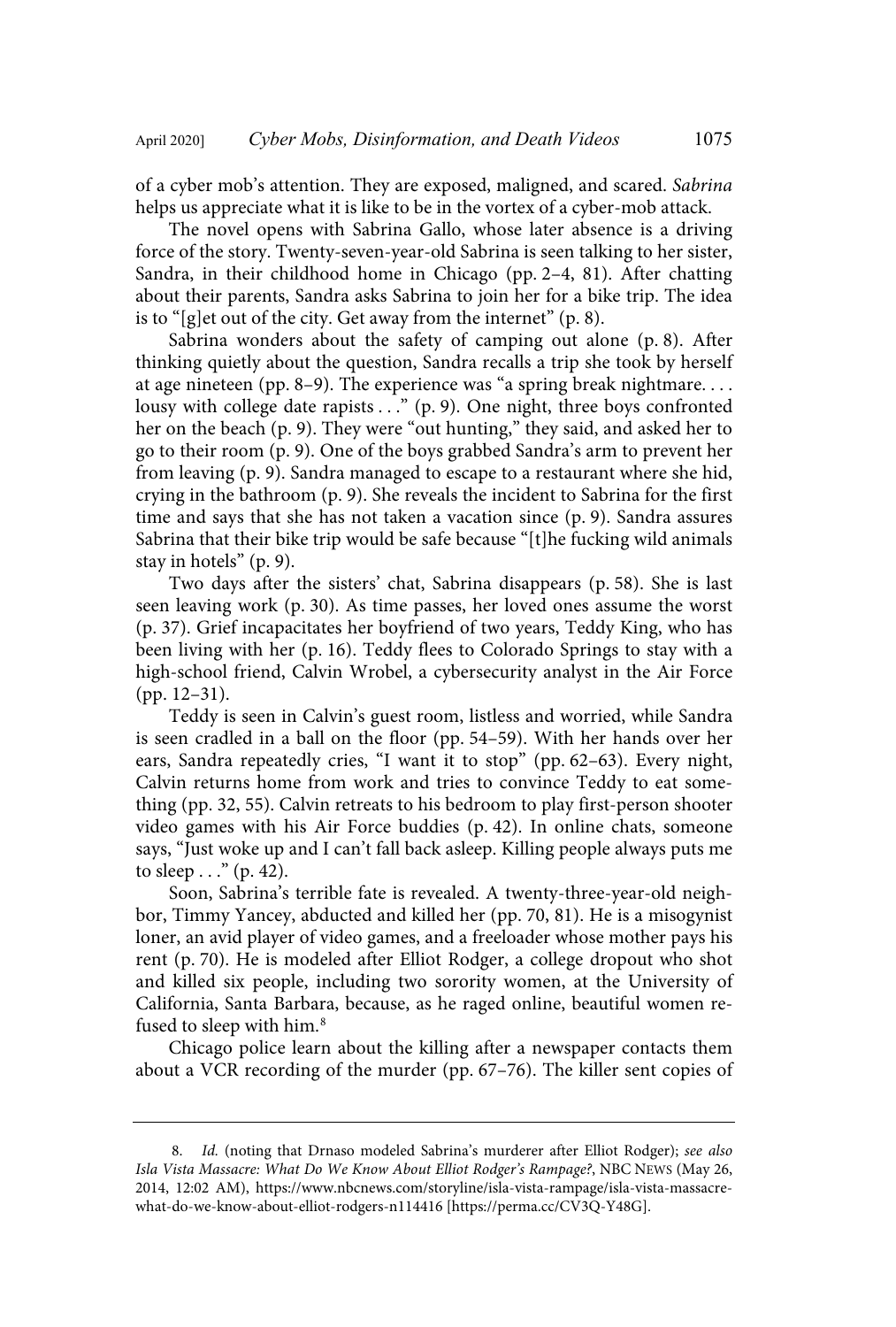of a cyber mob's attention. They are exposed, maligned, and scared. *Sabrina* helps us appreciate what it is like to be in the vortex of a cyber-mob attack.

The novel opens with Sabrina Gallo, whose later absence is a driving force of the story. Twenty-seven-year-old Sabrina is seen talking to her sister, Sandra, in their childhood home in Chicago (pp. 2–4, 81). After chatting about their parents, Sandra asks Sabrina to join her for a bike trip. The idea is to "[g]et out of the city. Get away from the internet" (p. 8).

Sabrina wonders about the safety of camping out alone (p. 8). After thinking quietly about the question, Sandra recalls a trip she took by herself at age nineteen (pp. 8–9). The experience was "a spring break nightmare. . . . lousy with college date rapists . . ." (p. 9). One night, three boys confronted her on the beach (p. 9). They were "out hunting," they said, and asked her to go to their room (p. 9). One of the boys grabbed Sandra's arm to prevent her from leaving (p. 9). Sandra managed to escape to a restaurant where she hid, crying in the bathroom (p. 9). She reveals the incident to Sabrina for the first time and says that she has not taken a vacation since (p. 9). Sandra assures Sabrina that their bike trip would be safe because "[t]he fucking wild animals stay in hotels" (p. 9).

Two days after the sisters' chat, Sabrina disappears (p. 58). She is last seen leaving work (p. 30). As time passes, her loved ones assume the worst (p. 37). Grief incapacitates her boyfriend of two years, Teddy King, who has been living with her (p. 16). Teddy flees to Colorado Springs to stay with a high-school friend, Calvin Wrobel, a cybersecurity analyst in the Air Force (pp. 12–31).

Teddy is seen in Calvin's guest room, listless and worried, while Sandra is seen cradled in a ball on the floor (pp. 54–59). With her hands over her ears, Sandra repeatedly cries, "I want it to stop" (pp. 62–63). Every night, Calvin returns home from work and tries to convince Teddy to eat something (pp. 32, 55). Calvin retreats to his bedroom to play first-person shooter video games with his Air Force buddies (p. 42). In online chats, someone says, "Just woke up and I can't fall back asleep. Killing people always puts me to sleep . . ." (p. 42).

Soon, Sabrina's terrible fate is revealed. A twenty-three-year-old neighbor, Timmy Yancey, abducted and killed her (pp. 70, 81). He is a misogynist loner, an avid player of video games, and a freeloader whose mother pays his rent (p. 70). He is modeled after Elliot Rodger, a college dropout who shot and killed six people, including two sorority women, at the University of California, Santa Barbara, because, as he raged online, beautiful women refused to sleep with him.[8]

Chicago police learn about the killing after a newspaper contacts them about a VCR recording of the murder (pp. 67–76). The killer sent copies of

---

8. *Id.* (noting that Drnaso modeled Sabrina's murderer after Elliot Rodger); *see also Isla Vista Massacre: What Do We Know About Elliot Rodger's Rampage?*, NBC NEWS (May 26, 2014, 12:02 AM), https://www.nbcnews.com/storyline/isla-vista-rampage/isla-vista-massacre-what-do-we-know-about-elliot-rodgers-n114416 [https://perma.cc/CV3Q-Y48G].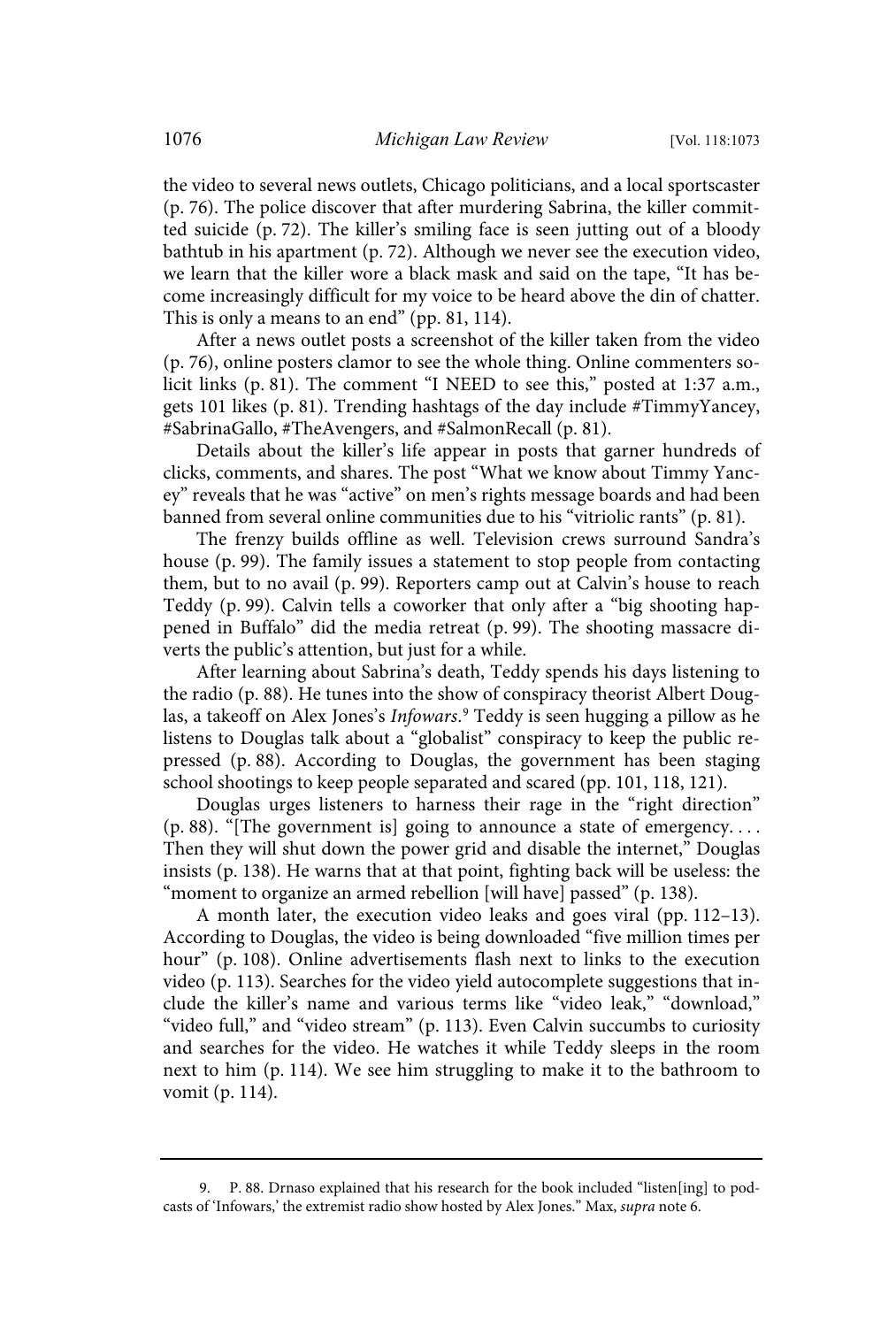the video to several news outlets, Chicago politicians, and a local sportscaster (p. 76). The police discover that after murdering Sabrina, the killer committed suicide (p. 72). The killer's smiling face is seen jutting out of a bloody bathtub in his apartment (p. 72). Although we never see the execution video, we learn that the killer wore a black mask and said on the tape, "It has become increasingly difficult for my voice to be heard above the din of chatter. This is only a means to an end" (pp. 81, 114).

After a news outlet posts a screenshot of the killer taken from the video (p. 76), online posters clamor to see the whole thing. Online commenters solicit links (p. 81). The comment "I NEED to see this," posted at 1:37 a.m., gets 101 likes (p. 81). Trending hashtags of the day include #TimmyYancey, #SabrinaGallo, #TheAvengers, and #SalmonRecall (p. 81).

Details about the killer's life appear in posts that garner hundreds of clicks, comments, and shares. The post "What we know about Timmy Yancey" reveals that he was "active" on men's rights message boards and had been banned from several online communities due to his "vitriolic rants" (p. 81).

The frenzy builds offline as well. Television crews surround Sandra's house (p. 99). The family issues a statement to stop people from contacting them, but to no avail (p. 99). Reporters camp out at Calvin's house to reach Teddy (p. 99). Calvin tells a coworker that only after a "big shooting happened in Buffalo" did the media retreat (p. 99). The shooting massacre diverts the public's attention, but just for a while.

After learning about Sabrina's death, Teddy spends his days listening to the radio (p. 88). He tunes into the show of conspiracy theorist Albert Douglas, a takeoff on Alex Jones's *Infowars*.[9] Teddy is seen hugging a pillow as he listens to Douglas talk about a "globalist" conspiracy to keep the public repressed (p. 88). According to Douglas, the government has been staging school shootings to keep people separated and scared (pp. 101, 118, 121).

Douglas urges listeners to harness their rage in the "right direction" (p. 88). "[The government is] going to announce a state of emergency. . . . Then they will shut down the power grid and disable the internet," Douglas insists (p. 138). He warns that at that point, fighting back will be useless: the "moment to organize an armed rebellion [will have] passed" (p. 138).

A month later, the execution video leaks and goes viral (pp. 112–13). According to Douglas, the video is being downloaded "five million times per hour" (p. 108). Online advertisements flash next to links to the execution video (p. 113). Searches for the video yield autocomplete suggestions that include the killer's name and various terms like "video leak," "download," "video full," and "video stream" (p. 113). Even Calvin succumbs to curiosity and searches for the video. He watches it while Teddy sleeps in the room next to him (p. 114). We see him struggling to make it to the bathroom to vomit (p. 114).

---

9. P. 88. Drnaso explained that his research for the book included "listen[ing] to podcasts of 'Infowars,' the extremist radio show hosted by Alex Jones." Max, *supra* note 6.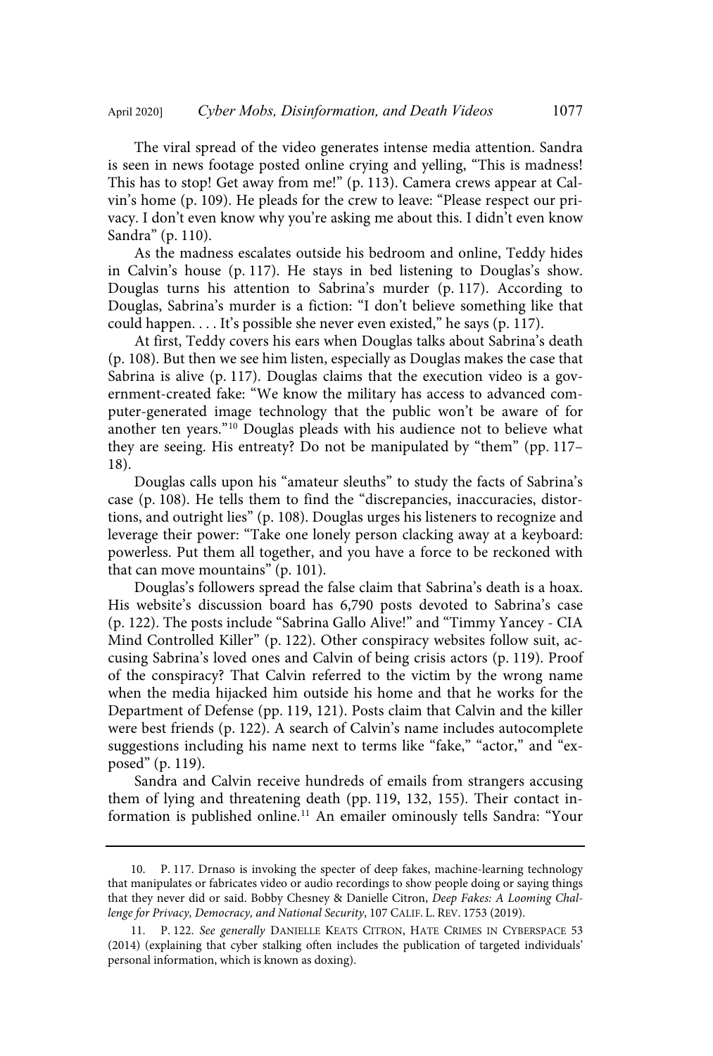The viral spread of the video generates intense media attention. Sandra is seen in news footage posted online crying and yelling, "This is madness! This has to stop! Get away from me!" (p. 113). Camera crews appear at Calvin's home (p. 109). He pleads for the crew to leave: "Please respect our privacy. I don't even know why you're asking me about this. I didn't even know Sandra" (p. 110).

As the madness escalates outside his bedroom and online, Teddy hides in Calvin's house (p. 117). He stays in bed listening to Douglas's show. Douglas turns his attention to Sabrina's murder (p. 117). According to Douglas, Sabrina's murder is a fiction: "I don't believe something like that could happen. . . . It's possible she never even existed," he says (p. 117).

At first, Teddy covers his ears when Douglas talks about Sabrina's death (p. 108). But then we see him listen, especially as Douglas makes the case that Sabrina is alive (p. 117). Douglas claims that the execution video is a government-created fake: "We know the military has access to advanced computer-generated image technology that the public won't be aware of for another ten years."[10] Douglas pleads with his audience not to believe what they are seeing. His entreaty? Do not be manipulated by "them" (pp. 117–18).

Douglas calls upon his "amateur sleuths" to study the facts of Sabrina's case (p. 108). He tells them to find the "discrepancies, inaccuracies, distortions, and outright lies" (p. 108). Douglas urges his listeners to recognize and leverage their power: "Take one lonely person clacking away at a keyboard: powerless. Put them all together, and you have a force to be reckoned with that can move mountains" (p. 101).

Douglas's followers spread the false claim that Sabrina's death is a hoax. His website's discussion board has 6,790 posts devoted to Sabrina's case (p. 122). The posts include "Sabrina Gallo Alive!" and "Timmy Yancey - CIA Mind Controlled Killer" (p. 122). Other conspiracy websites follow suit, accusing Sabrina's loved ones and Calvin of being crisis actors (p. 119). Proof of the conspiracy? That Calvin referred to the victim by the wrong name when the media hijacked him outside his home and that he works for the Department of Defense (pp. 119, 121). Posts claim that Calvin and the killer were best friends (p. 122). A search of Calvin's name includes autocomplete suggestions including his name next to terms like "fake," "actor," and "exposed" (p. 119).

Sandra and Calvin receive hundreds of emails from strangers accusing them of lying and threatening death (pp. 119, 132, 155). Their contact information is published online.[11] An emailer ominously tells Sandra: "Your

---

10. P. 117. Drnaso is invoking the specter of deep fakes, machine-learning technology that manipulates or fabricates video or audio recordings to show people doing or saying things that they never did or said. Bobby Chesney & Danielle Citron, *Deep Fakes: A Looming Challenge for Privacy, Democracy, and National Security*, 107 CALIF. L. REV. 1753 (2019).

11. P. 122. *See generally* DANIELLE KEATS CITRON, HATE CRIMES IN CYBERSPACE 53 (2014) (explaining that cyber stalking often includes the publication of targeted individuals' personal information, which is known as doxing).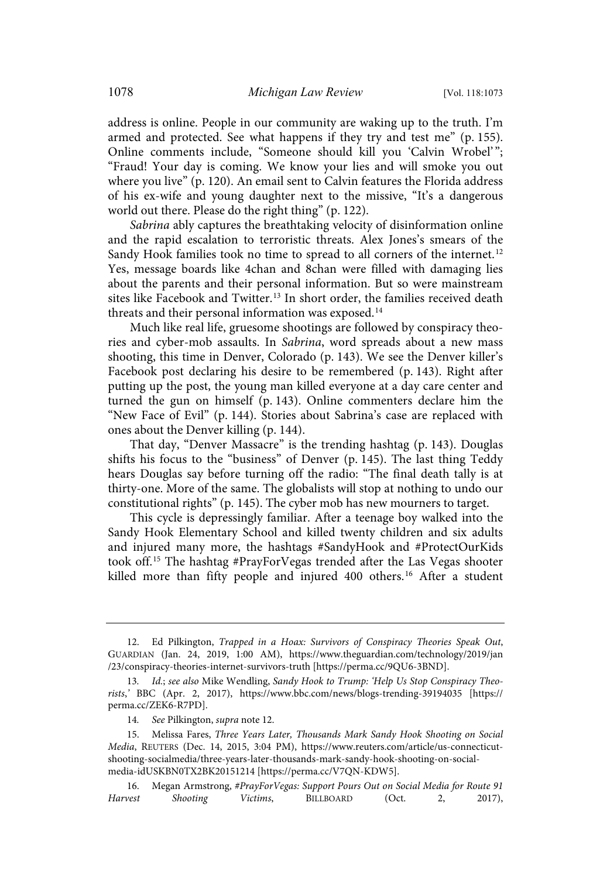address is online. People in our community are waking up to the truth. I'm armed and protected. See what happens if they try and test me" (p. 155). Online comments include, "Someone should kill you 'Calvin Wrobel'"; "Fraud! Your day is coming. We know your lies and will smoke you out where you live" (p. 120). An email sent to Calvin features the Florida address of his ex-wife and young daughter next to the missive, "It's a dangerous world out there. Please do the right thing" (p. 122).

*Sabrina* ably captures the breathtaking velocity of disinformation online and the rapid escalation to terroristic threats. Alex Jones's smears of the Sandy Hook families took no time to spread to all corners of the internet.[12] Yes, message boards like 4chan and 8chan were filled with damaging lies about the parents and their personal information. But so were mainstream sites like Facebook and Twitter.[13] In short order, the families received death threats and their personal information was exposed.[14]

Much like real life, gruesome shootings are followed by conspiracy theories and cyber-mob assaults. In *Sabrina*, word spreads about a new mass shooting, this time in Denver, Colorado (p. 143). We see the Denver killer's Facebook post declaring his desire to be remembered (p. 143). Right after putting up the post, the young man killed everyone at a day care center and turned the gun on himself (p. 143). Online commenters declare him the "New Face of Evil" (p. 144). Stories about Sabrina's case are replaced with ones about the Denver killing (p. 144).

That day, "Denver Massacre" is the trending hashtag (p. 143). Douglas shifts his focus to the "business" of Denver (p. 145). The last thing Teddy hears Douglas say before turning off the radio: "The final death tally is at thirty-one. More of the same. The globalists will stop at nothing to undo our constitutional rights" (p. 145). The cyber mob has new mourners to target.

This cycle is depressingly familiar. After a teenage boy walked into the Sandy Hook Elementary School and killed twenty children and six adults and injured many more, the hashtags #SandyHook and #ProtectOurKids took off.[15] The hashtag #PrayForVegas trended after the Las Vegas shooter killed more than fifty people and injured 400 others.[16] After a student

---

12. Ed Pilkington, *Trapped in a Hoax: Survivors of Conspiracy Theories Speak Out*, GUARDIAN (Jan. 24, 2019, 1:00 AM), https://www.theguardian.com/technology/2019/jan/23/conspiracy-theories-internet-survivors-truth [https://perma.cc/9QU6-3BND].

13. *Id.*; *see also* Mike Wendling, *Sandy Hook to Trump: 'Help Us Stop Conspiracy Theorists,'* BBC (Apr. 2, 2017), https://www.bbc.com/news/blogs-trending-39194035 [https://perma.cc/ZEK6-R7PD].

14. *See* Pilkington, *supra* note 12.

15. Melissa Fares, *Three Years Later, Thousands Mark Sandy Hook Shooting on Social Media*, REUTERS (Dec. 14, 2015, 3:04 PM), https://www.reuters.com/article/us-connecticut-shooting-socialmedia/three-years-later-thousands-mark-sandy-hook-shooting-on-social-media-idUSKBN0TX2BK20151214 [https://perma.cc/V7QN-KDW5].

16. Megan Armstrong, *#PrayForVegas: Support Pours Out on Social Media for Route 91 Harvest Shooting Victims*, BILLBOARD (Oct. 2, 2017),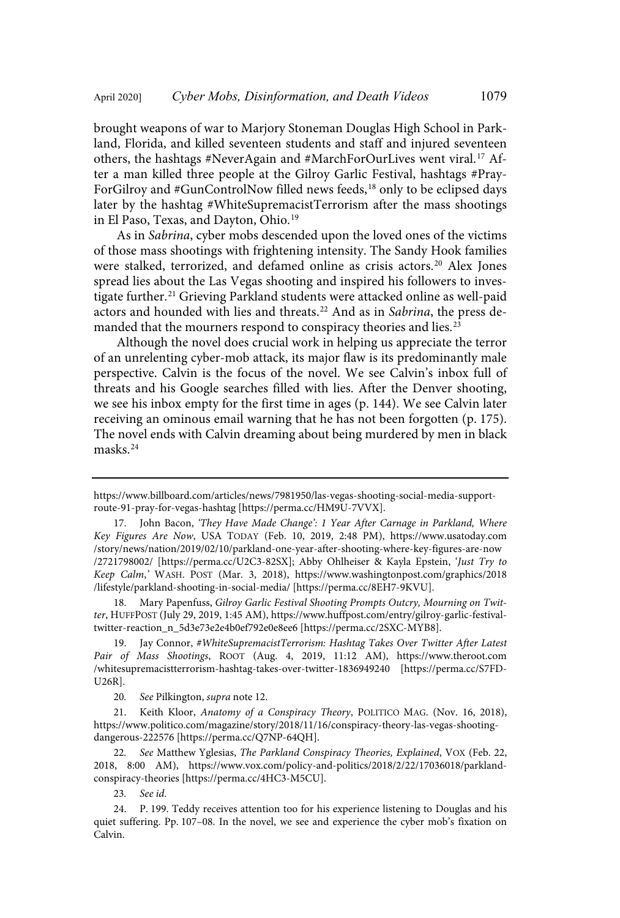brought weapons of war to Marjory Stoneman Douglas High School in Parkland, Florida, and killed seventeen students and staff and injured seventeen others, the hashtags #NeverAgain and #MarchForOurLives went viral.[17] After a man killed three people at the Gilroy Garlic Festival, hashtags #PrayForGilroy and #GunControlNow filled news feeds,[18] only to be eclipsed days later by the hashtag #WhiteSupremacistTerrorism after the mass shootings in El Paso, Texas, and Dayton, Ohio.[19]

As in *Sabrina*, cyber mobs descended upon the loved ones of the victims of those mass shootings with frightening intensity. The Sandy Hook families were stalked, terrorized, and defamed online as crisis actors.[20] Alex Jones spread lies about the Las Vegas shooting and inspired his followers to investigate further.[21] Grieving Parkland students were attacked online as well-paid actors and hounded with lies and threats.[22] And as in *Sabrina*, the press demanded that the mourners respond to conspiracy theories and lies.[23]

Although the novel does crucial work in helping us appreciate the terror of an unrelenting cyber-mob attack, its major flaw is its predominantly male perspective. Calvin is the focus of the novel. We see Calvin's inbox full of threats and his Google searches filled with lies. After the Denver shooting, we see his inbox empty for the first time in ages (p. 144). We see Calvin later receiving an ominous email warning that he has not been forgotten (p. 175). The novel ends with Calvin dreaming about being murdered by men in black masks.[24]

---

https://www.billboard.com/articles/news/7981950/las-vegas-shooting-social-media-support-route-91-pray-for-vegas-hashtag [https://perma.cc/HM9U-7VVX].

17. John Bacon, *'They Have Made Change': 1 Year After Carnage in Parkland, Where Key Figures Are Now*, USA TODAY (Feb. 10, 2019, 2:48 PM), https://www.usatoday.com/story/news/nation/2019/02/10/parkland-one-year-after-shooting-where-key-figures-are-now/2721798002/ [https://perma.cc/U2C3-82SX]; Abby Ohlheiser & Kayla Epstein, *'Just Try to Keep Calm,'* WASH. POST (Mar. 3, 2018), https://www.washingtonpost.com/graphics/2018/lifestyle/parkland-shooting-in-social-media/ [https://perma.cc/8EH7-9KVU].

18. Mary Papenfuss, *Gilroy Garlic Festival Shooting Prompts Outcry, Mourning on Twitter*, HUFFPOST (July 29, 2019, 1:45 AM), https://www.huffpost.com/entry/gilroy-garlic-festival-twitter-reaction_n_5d3e73e2e4b0ef792e0e8ee6 [https://perma.cc/2SXC-MYB8].

19. Jay Connor, *#WhiteSupremacistTerrorism: Hashtag Takes Over Twitter After Latest Pair of Mass Shootings*, ROOT (Aug. 4, 2019, 11:12 AM), https://www.theroot.com/whitesupremacistterrorism-hashtag-takes-over-twitter-1836949240 [https://perma.cc/S7FD-U26R].

20. *See* Pilkington, *supra* note 12.

21. Keith Kloor, *Anatomy of a Conspiracy Theory*, POLITICO MAG. (Nov. 16, 2018), https://www.politico.com/magazine/story/2018/11/16/conspiracy-theory-las-vegas-shooting-dangerous-222576 [https://perma.cc/Q7NP-64QH].

22. *See* Matthew Yglesias, *The Parkland Conspiracy Theories, Explained*, VOX (Feb. 22, 2018, 8:00 AM), https://www.vox.com/policy-and-politics/2018/2/22/17036018/parkland-conspiracy-theories [https://perma.cc/4HC3-M5CU].

23. *See id.*

24. P. 199. Teddy receives attention too for his experience listening to Douglas and his quiet suffering. Pp. 107–08. In the novel, we see and experience the cyber mob's fixation on Calvin.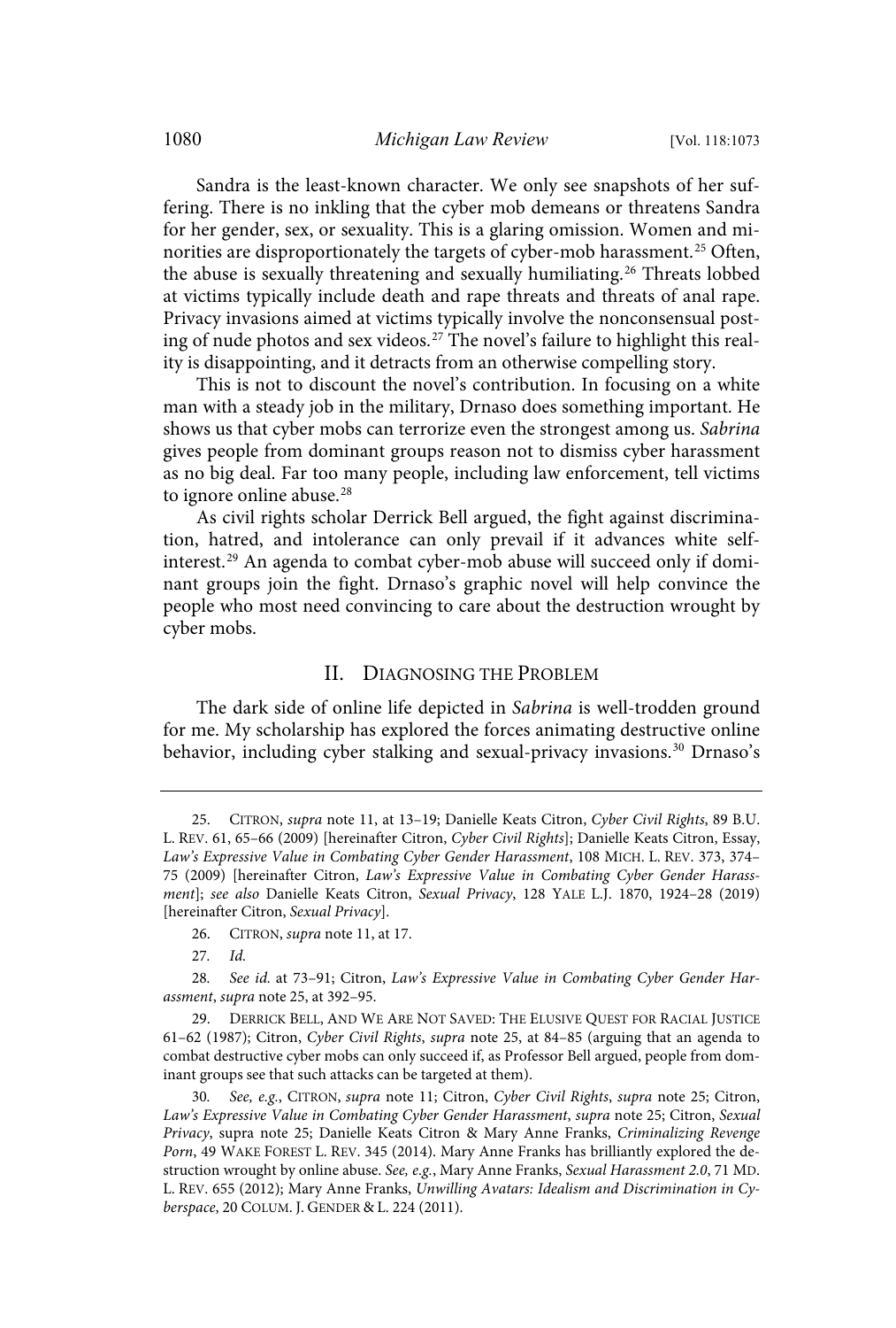Sandra is the least-known character. We only see snapshots of her suffering. There is no inkling that the cyber mob demeans or threatens Sandra for her gender, sex, or sexuality. This is a glaring omission. Women and minorities are disproportionately the targets of cyber-mob harassment.[25] Often, the abuse is sexually threatening and sexually humiliating.[26] Threats lobbed at victims typically include death and rape threats and threats of anal rape. Privacy invasions aimed at victims typically involve the nonconsensual posting of nude photos and sex videos.[27] The novel's failure to highlight this reality is disappointing, and it detracts from an otherwise compelling story.

This is not to discount the novel's contribution. In focusing on a white man with a steady job in the military, Drnaso does something important. He shows us that cyber mobs can terrorize even the strongest among us. *Sabrina* gives people from dominant groups reason not to dismiss cyber harassment as no big deal. Far too many people, including law enforcement, tell victims to ignore online abuse.[28]

As civil rights scholar Derrick Bell argued, the fight against discrimination, hatred, and intolerance can only prevail if it advances white self-interest.[29] An agenda to combat cyber-mob abuse will succeed only if dominant groups join the fight. Drnaso's graphic novel will help convince the people who most need convincing to care about the destruction wrought by cyber mobs.

## II. Diagnosing the Problem

The dark side of online life depicted in *Sabrina* is well-trodden ground for me. My scholarship has explored the forces animating destructive online behavior, including cyber stalking and sexual-privacy invasions.[30] Drnaso's

---

25. Citron, *supra* note 11, at 13–19; Danielle Keats Citron, *Cyber Civil Rights*, 89 B.U. L. Rev. 61, 65–66 (2009) [hereinafter Citron, *Cyber Civil Rights*]; Danielle Keats Citron, Essay, *Law's Expressive Value in Combating Cyber Gender Harassment*, 108 Mich. L. Rev. 373, 374–75 (2009) [hereinafter Citron, *Law's Expressive Value in Combating Cyber Gender Harassment*]; *see also* Danielle Keats Citron, *Sexual Privacy*, 128 Yale L.J. 1870, 1924–28 (2019) [hereinafter Citron, *Sexual Privacy*].

26. Citron, *supra* note 11, at 17.

27. *Id.*

28. *See id.* at 73–91; Citron, *Law's Expressive Value in Combating Cyber Gender Harassment*, *supra* note 25, at 392–95.

29. Derrick Bell, And We Are Not Saved: The Elusive Quest for Racial Justice 61–62 (1987); Citron, *Cyber Civil Rights*, *supra* note 25, at 84–85 (arguing that an agenda to combat destructive cyber mobs can only succeed if, as Professor Bell argued, people from dominant groups see that such attacks can be targeted at them).

30. *See, e.g.*, Citron, *supra* note 11; Citron, *Cyber Civil Rights*, *supra* note 25; Citron, *Law's Expressive Value in Combating Cyber Gender Harassment*, *supra* note 25; Citron, *Sexual Privacy*, supra note 25; Danielle Keats Citron & Mary Anne Franks, *Criminalizing Revenge Porn*, 49 Wake Forest L. Rev. 345 (2014). Mary Anne Franks has brilliantly explored the destruction wrought by online abuse. *See, e.g.*, Mary Anne Franks, *Sexual Harassment 2.0*, 71 Md. L. Rev. 655 (2012); Mary Anne Franks, *Unwilling Avatars: Idealism and Discrimination in Cyberspace*, 20 Colum. J. Gender & L. 224 (2011).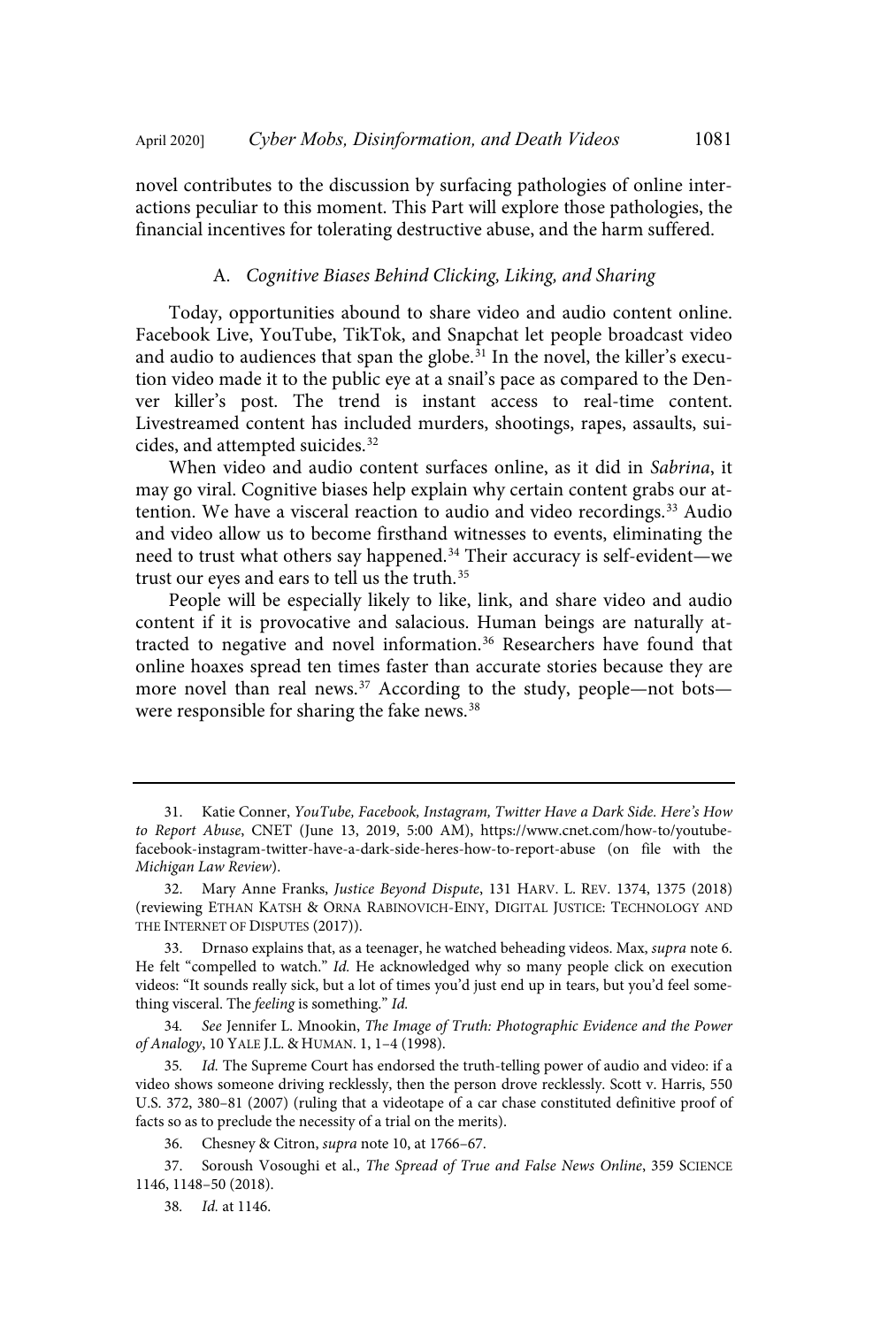novel contributes to the discussion by surfacing pathologies of online interactions peculiar to this moment. This Part will explore those pathologies, the financial incentives for tolerating destructive abuse, and the harm suffered.

### A. *Cognitive Biases Behind Clicking, Liking, and Sharing*

Today, opportunities abound to share video and audio content online. Facebook Live, YouTube, TikTok, and Snapchat let people broadcast video and audio to audiences that span the globe.[31] In the novel, the killer's execution video made it to the public eye at a snail's pace as compared to the Denver killer's post. The trend is instant access to real-time content. Livestreamed content has included murders, shootings, rapes, assaults, suicides, and attempted suicides.[32]

When video and audio content surfaces online, as it did in *Sabrina*, it may go viral. Cognitive biases help explain why certain content grabs our attention. We have a visceral reaction to audio and video recordings.[33] Audio and video allow us to become firsthand witnesses to events, eliminating the need to trust what others say happened.[34] Their accuracy is self-evident—we trust our eyes and ears to tell us the truth.[35]

People will be especially likely to like, link, and share video and audio content if it is provocative and salacious. Human beings are naturally attracted to negative and novel information.[36] Researchers have found that online hoaxes spread ten times faster than accurate stories because they are more novel than real news.[37] According to the study, people—not bots—were responsible for sharing the fake news.[38]

---

31. Katie Conner, *YouTube, Facebook, Instagram, Twitter Have a Dark Side. Here's How to Report Abuse*, CNET (June 13, 2019, 5:00 AM), https://www.cnet.com/how-to/youtube-facebook-instagram-twitter-have-a-dark-side-heres-how-to-report-abuse (on file with the *Michigan Law Review*).

32. Mary Anne Franks, *Justice Beyond Dispute*, 131 HARV. L. REV. 1374, 1375 (2018) (reviewing ETHAN KATSH & ORNA RABINOVICH-EINY, DIGITAL JUSTICE: TECHNOLOGY AND THE INTERNET OF DISPUTES (2017)).

33. Drnaso explains that, as a teenager, he watched beheading videos. Max, *supra* note 6. He felt "compelled to watch." *Id.* He acknowledged why so many people click on execution videos: "It sounds really sick, but a lot of times you'd just end up in tears, but you'd feel something visceral. The *feeling* is something." *Id.*

34. *See* Jennifer L. Mnookin, *The Image of Truth: Photographic Evidence and the Power of Analogy*, 10 YALE J.L. & HUMAN. 1, 1–4 (1998).

35. *Id.* The Supreme Court has endorsed the truth-telling power of audio and video: if a video shows someone driving recklessly, then the person drove recklessly. Scott v. Harris, 550 U.S. 372, 380–81 (2007) (ruling that a videotape of a car chase constituted definitive proof of facts so as to preclude the necessity of a trial on the merits).

36. Chesney & Citron, *supra* note 10, at 1766–67.

37. Soroush Vosoughi et al., *The Spread of True and False News Online*, 359 SCIENCE 1146, 1148–50 (2018).

38. *Id.* at 1146.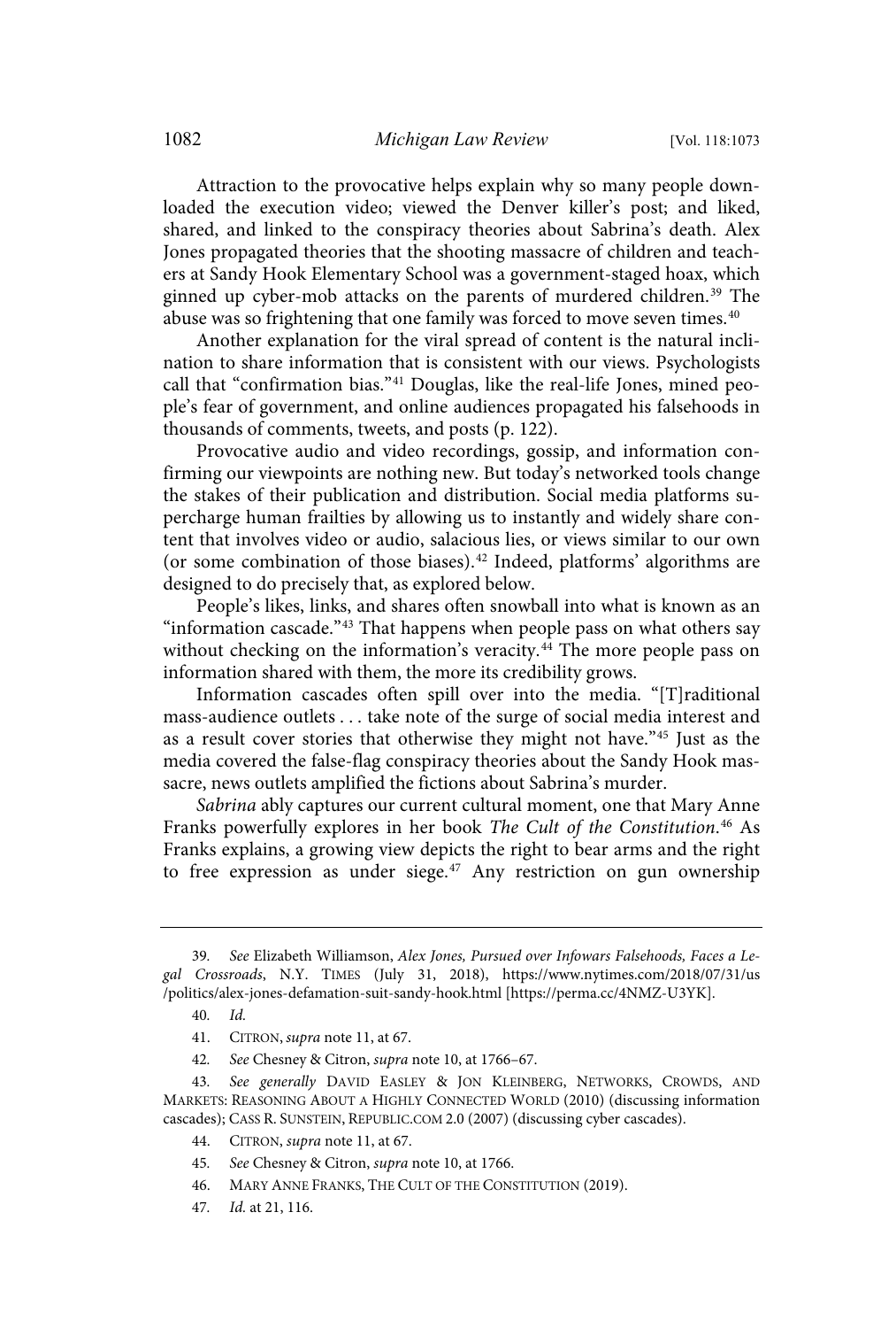Attraction to the provocative helps explain why so many people downloaded the execution video; viewed the Denver killer's post; and liked, shared, and linked to the conspiracy theories about Sabrina's death. Alex Jones propagated theories that the shooting massacre of children and teachers at Sandy Hook Elementary School was a government-staged hoax, which ginned up cyber-mob attacks on the parents of murdered children.[39] The abuse was so frightening that one family was forced to move seven times.[40]

Another explanation for the viral spread of content is the natural inclination to share information that is consistent with our views. Psychologists call that "confirmation bias."[41] Douglas, like the real-life Jones, mined people's fear of government, and online audiences propagated his falsehoods in thousands of comments, tweets, and posts (p. 122).

Provocative audio and video recordings, gossip, and information confirming our viewpoints are nothing new. But today's networked tools change the stakes of their publication and distribution. Social media platforms supercharge human frailties by allowing us to instantly and widely share content that involves video or audio, salacious lies, or views similar to our own (or some combination of those biases).[42] Indeed, platforms' algorithms are designed to do precisely that, as explored below.

People's likes, links, and shares often snowball into what is known as an "information cascade."[43] That happens when people pass on what others say without checking on the information's veracity.[44] The more people pass on information shared with them, the more its credibility grows.

Information cascades often spill over into the media. "[T]raditional mass-audience outlets . . . take note of the surge of social media interest and as a result cover stories that otherwise they might not have."[45] Just as the media covered the false-flag conspiracy theories about the Sandy Hook massacre, news outlets amplified the fictions about Sabrina's murder.

*Sabrina* ably captures our current cultural moment, one that Mary Anne Franks powerfully explores in her book *The Cult of the Constitution*.[46] As Franks explains, a growing view depicts the right to bear arms and the right to free expression as under siege.[47] Any restriction on gun ownership

---

39. *See* Elizabeth Williamson, *Alex Jones, Pursued over Infowars Falsehoods, Faces a Legal Crossroads*, N.Y. TIMES (July 31, 2018), https://www.nytimes.com/2018/07/31/us/politics/alex-jones-defamation-suit-sandy-hook.html [https://perma.cc/4NMZ-U3YK].

40. *Id.*

41. CITRON, *supra* note 11, at 67.

42. *See* Chesney & Citron, *supra* note 10, at 1766–67.

43. *See generally* DAVID EASLEY & JON KLEINBERG, NETWORKS, CROWDS, AND MARKETS: REASONING ABOUT A HIGHLY CONNECTED WORLD (2010) (discussing information cascades); CASS R. SUNSTEIN, REPUBLIC.COM 2.0 (2007) (discussing cyber cascades).

44. CITRON, *supra* note 11, at 67.

45. *See* Chesney & Citron, *supra* note 10, at 1766.

46. MARY ANNE FRANKS, THE CULT OF THE CONSTITUTION (2019).

47. *Id.* at 21, 116.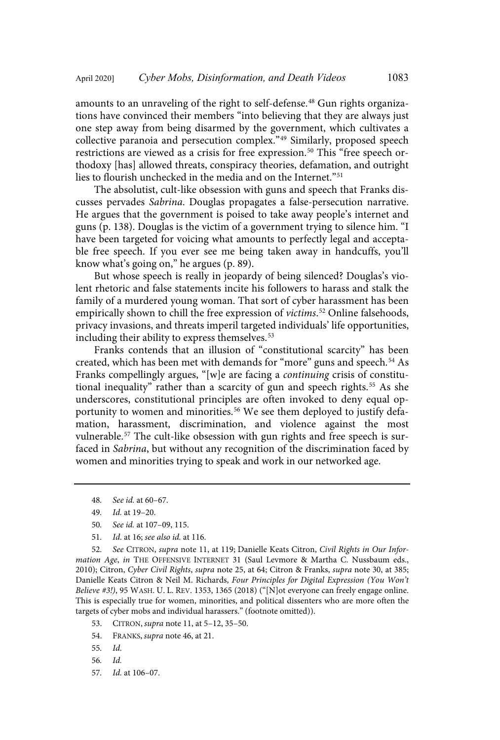amounts to an unraveling of the right to self-defense.[48] Gun rights organizations have convinced their members "into believing that they are always just one step away from being disarmed by the government, which cultivates a collective paranoia and persecution complex."[49] Similarly, proposed speech restrictions are viewed as a crisis for free expression.[50] This "free speech orthodoxy [has] allowed threats, conspiracy theories, defamation, and outright lies to flourish unchecked in the media and on the Internet."[51]

The absolutist, cult-like obsession with guns and speech that Franks discusses pervades *Sabrina*. Douglas propagates a false-persecution narrative. He argues that the government is poised to take away people's internet and guns (p. 138). Douglas is the victim of a government trying to silence him. "I have been targeted for voicing what amounts to perfectly legal and acceptable free speech. If you ever see me being taken away in handcuffs, you'll know what's going on," he argues (p. 89).

But whose speech is really in jeopardy of being silenced? Douglas's violent rhetoric and false statements incite his followers to harass and stalk the family of a murdered young woman. That sort of cyber harassment has been empirically shown to chill the free expression of *victims*.[52] Online falsehoods, privacy invasions, and threats imperil targeted individuals' life opportunities, including their ability to express themselves.[53]

Franks contends that an illusion of "constitutional scarcity" has been created, which has been met with demands for "more" guns and speech.[54] As Franks compellingly argues, "[w]e are facing a *continuing* crisis of constitutional inequality" rather than a scarcity of gun and speech rights.[55] As she underscores, constitutional principles are often invoked to deny equal opportunity to women and minorities.[56] We see them deployed to justify defamation, harassment, discrimination, and violence against the most vulnerable.[57] The cult-like obsession with gun rights and free speech is surfaced in *Sabrina*, but without any recognition of the discrimination faced by women and minorities trying to speak and work in our networked age.

---

48. *See id.* at 60–67.

49. *Id.* at 19–20.

50. *See id.* at 107–09, 115.

51. *Id.* at 16; *see also id.* at 116.

52. *See* CITRON, *supra* note 11, at 119; Danielle Keats Citron, *Civil Rights in Our Information Age*, *in* THE OFFENSIVE INTERNET 31 (Saul Levmore & Martha C. Nussbaum eds., 2010); Citron, *Cyber Civil Rights*, *supra* note 25, at 64; Citron & Franks, *supra* note 30, at 385; Danielle Keats Citron & Neil M. Richards, *Four Principles for Digital Expression (You Won't Believe #3!)*, 95 WASH. U. L. REV. 1353, 1365 (2018) ("[N]ot everyone can freely engage online. This is especially true for women, minorities, and political dissenters who are more often the targets of cyber mobs and individual harassers." (footnote omitted)).

53. CITRON, *supra* note 11, at 5–12, 35–50.

54. FRANKS, *supra* note 46, at 21.

55. *Id.*

56. *Id.*

57. *Id.* at 106–07.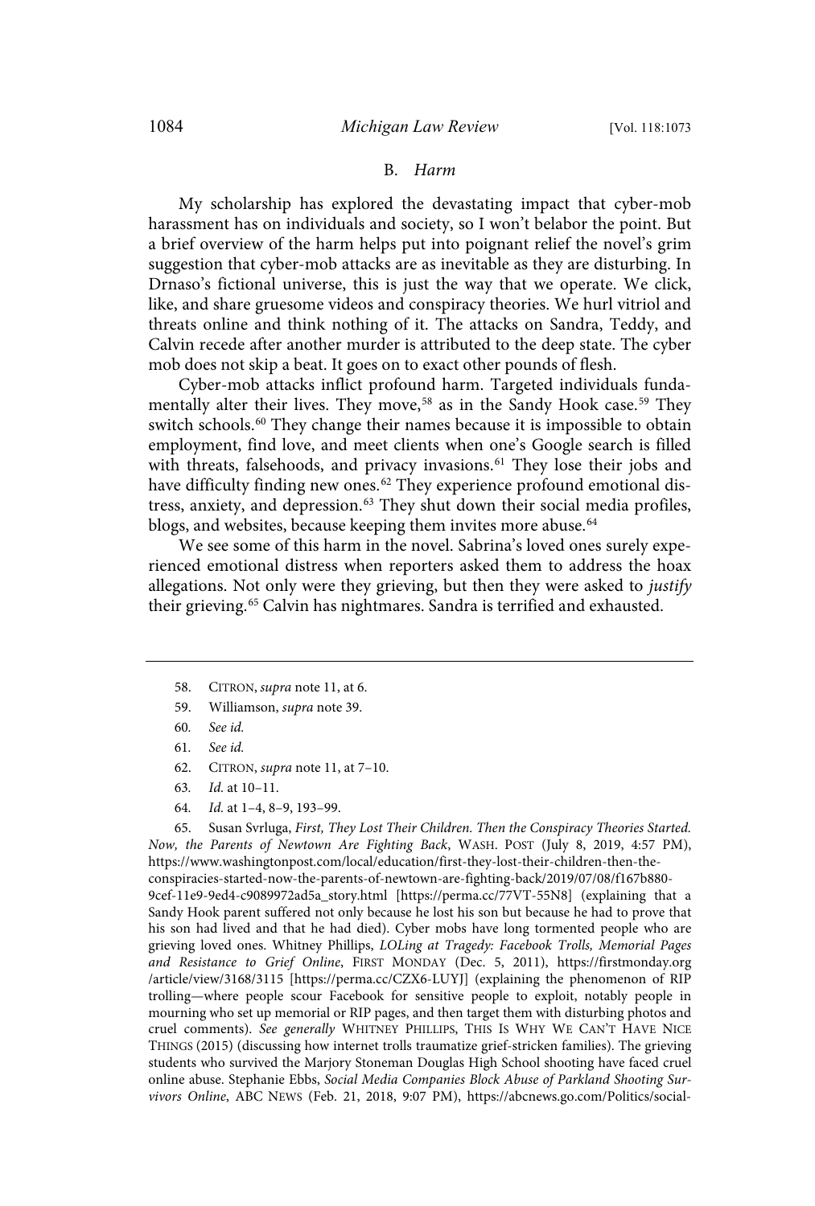### B. *Harm*

My scholarship has explored the devastating impact that cyber-mob harassment has on individuals and society, so I won't belabor the point. But a brief overview of the harm helps put into poignant relief the novel's grim suggestion that cyber-mob attacks are as inevitable as they are disturbing. In Drnaso's fictional universe, this is just the way that we operate. We click, like, and share gruesome videos and conspiracy theories. We hurl vitriol and threats online and think nothing of it. The attacks on Sandra, Teddy, and Calvin recede after another murder is attributed to the deep state. The cyber mob does not skip a beat. It goes on to exact other pounds of flesh.

Cyber-mob attacks inflict profound harm. Targeted individuals fundamentally alter their lives. They move,[58] as in the Sandy Hook case.[59] They switch schools.[60] They change their names because it is impossible to obtain employment, find love, and meet clients when one's Google search is filled with threats, falsehoods, and privacy invasions.[61] They lose their jobs and have difficulty finding new ones.[62] They experience profound emotional distress, anxiety, and depression.[63] They shut down their social media profiles, blogs, and websites, because keeping them invites more abuse.[64]

We see some of this harm in the novel. Sabrina's loved ones surely experienced emotional distress when reporters asked them to address the hoax allegations. Not only were they grieving, but then they were asked to *justify* their grieving.[65] Calvin has nightmares. Sandra is terrified and exhausted.

---

58. CITRON, *supra* note 11, at 6.

59. Williamson, *supra* note 39.

60. *See id.*

61. *See id.*

62. CITRON, *supra* note 11, at 7–10.

63. *Id.* at 10–11.

64. *Id.* at 1–4, 8–9, 193–99.

65. Susan Svrluga, *First, They Lost Their Children. Then the Conspiracy Theories Started. Now, the Parents of Newtown Are Fighting Back*, WASH. POST (July 8, 2019, 4:57 PM), https://www.washingtonpost.com/local/education/first-they-lost-their-children-then-the-conspiracies-started-now-the-parents-of-newtown-are-fighting-back/2019/07/08/f167b880-9cef-11e9-9ed4-c9089972ad5a_story.html [https://perma.cc/77VT-55N8] (explaining that a Sandy Hook parent suffered not only because he lost his son but because he had to prove that his son had lived and that he had died). Cyber mobs have long tormented people who are grieving loved ones. Whitney Phillips, *LOLing at Tragedy: Facebook Trolls, Memorial Pages and Resistance to Grief Online*, FIRST MONDAY (Dec. 5, 2011), https://firstmonday.org/article/view/3168/3115 [https://perma.cc/CZX6-LUYJ] (explaining the phenomenon of RIP trolling—where people scour Facebook for sensitive people to exploit, notably people in mourning who set up memorial or RIP pages, and then target them with disturbing photos and cruel comments). *See generally* WHITNEY PHILLIPS, THIS IS WHY WE CAN'T HAVE NICE THINGS (2015) (discussing how internet trolls traumatize grief-stricken families). The grieving students who survived the Marjory Stoneman Douglas High School shooting have faced cruel online abuse. Stephanie Ebbs, *Social Media Companies Block Abuse of Parkland Shooting Survivors Online*, ABC NEWS (Feb. 21, 2018, 9:07 PM), https://abcnews.go.com/Politics/social-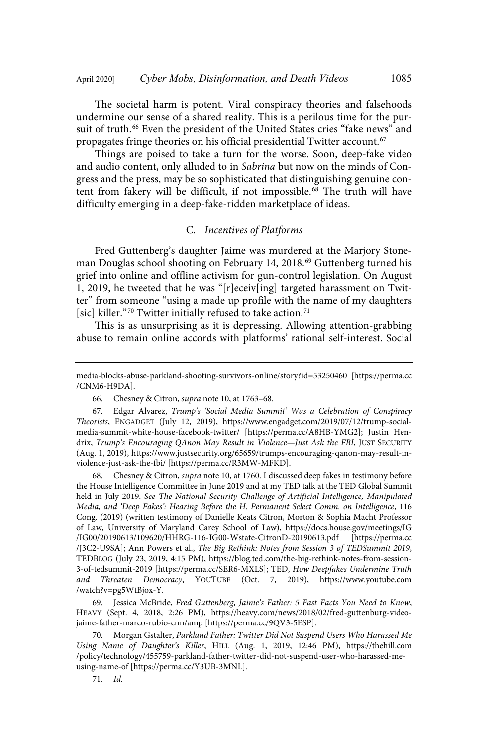The societal harm is potent. Viral conspiracy theories and falsehoods undermine our sense of a shared reality. This is a perilous time for the pursuit of truth.[66] Even the president of the United States cries "fake news" and propagates fringe theories on his official presidential Twitter account.[67]

Things are poised to take a turn for the worse. Soon, deep-fake video and audio content, only alluded to in *Sabrina* but now on the minds of Congress and the press, may be so sophisticated that distinguishing genuine content from fakery will be difficult, if not impossible.[68] The truth will have difficulty emerging in a deep-fake-ridden marketplace of ideas.

### C. *Incentives of Platforms*

Fred Guttenberg's daughter Jaime was murdered at the Marjory Stoneman Douglas school shooting on February 14, 2018.[69] Guttenberg turned his grief into online and offline activism for gun-control legislation. On August 1, 2019, he tweeted that he was "[r]eceiv[ing] targeted harassment on Twitter" from someone "using a made up profile with the name of my daughters [sic] killer."[70] Twitter initially refused to take action.[71]

This is as unsurprising as it is depressing. Allowing attention-grabbing abuse to remain online accords with platforms' rational self-interest. Social

---

media-blocks-abuse-parkland-shooting-survivors-online/story?id=53250460 [https://perma.cc/CNM6-H9DA].

66. Chesney & Citron, *supra* note 10, at 1763–68.

67. Edgar Alvarez, *Trump's 'Social Media Summit' Was a Celebration of Conspiracy Theorists*, ENGADGET (July 12, 2019), https://www.engadget.com/2019/07/12/trump-social-media-summit-white-house-facebook-twitter/ [https://perma.cc/A8HB-YMG2]; Justin Hendrix, *Trump's Encouraging QAnon May Result in Violence—Just Ask the FBI*, JUST SECURITY (Aug. 1, 2019), https://www.justsecurity.org/65659/trumps-encouraging-qanon-may-result-in-violence-just-ask-the-fbi/ [https://perma.cc/R3MW-MFKD].

68. Chesney & Citron, *supra* note 10, at 1760. I discussed deep fakes in testimony before the House Intelligence Committee in June 2019 and at my TED talk at the TED Global Summit held in July 2019. *See The National Security Challenge of Artificial Intelligence, Manipulated Media, and 'Deep Fakes': Hearing Before the H. Permanent Select Comm. on Intelligence*, 116 Cong. (2019) (written testimony of Danielle Keats Citron, Morton & Sophia Macht Professor of Law, University of Maryland Carey School of Law), https://docs.house.gov/meetings/IG/IG00/20190613/109620/HHRG-116-IG00-Wstate-CitronD-20190613.pdf [https://perma.cc/J3C2-U9SA]; Ann Powers et al., *The Big Rethink: Notes from Session 3 of TEDSummit 2019*, TEDBLOG (July 23, 2019, 4:15 PM), https://blog.ted.com/the-big-rethink-notes-from-session-3-of-tedsummit-2019 [https://perma.cc/SER6-MXLS]; TED, *How Deepfakes Undermine Truth and Threaten Democracy*, YOUTUBE (Oct. 7, 2019), https://www.youtube.com/watch?v=pg5WtBjox-Y.

69. Jessica McBride, *Fred Guttenberg, Jaime's Father: 5 Fast Facts You Need to Know*, HEAVY (Sept. 4, 2018, 2:26 PM), https://heavy.com/news/2018/02/fred-guttenburg-video-jaime-father-marco-rubio-cnn/amp [https://perma.cc/9QV3-5ESP].

70. Morgan Gstalter, *Parkland Father: Twitter Did Not Suspend Users Who Harassed Me Using Name of Daughter's Killer*, HILL (Aug. 1, 2019, 12:46 PM), https://thehill.com/policy/technology/455759-parkland-father-twitter-did-not-suspend-user-who-harassed-me-using-name-of [https://perma.cc/Y3UB-3MNL].

71. *Id.*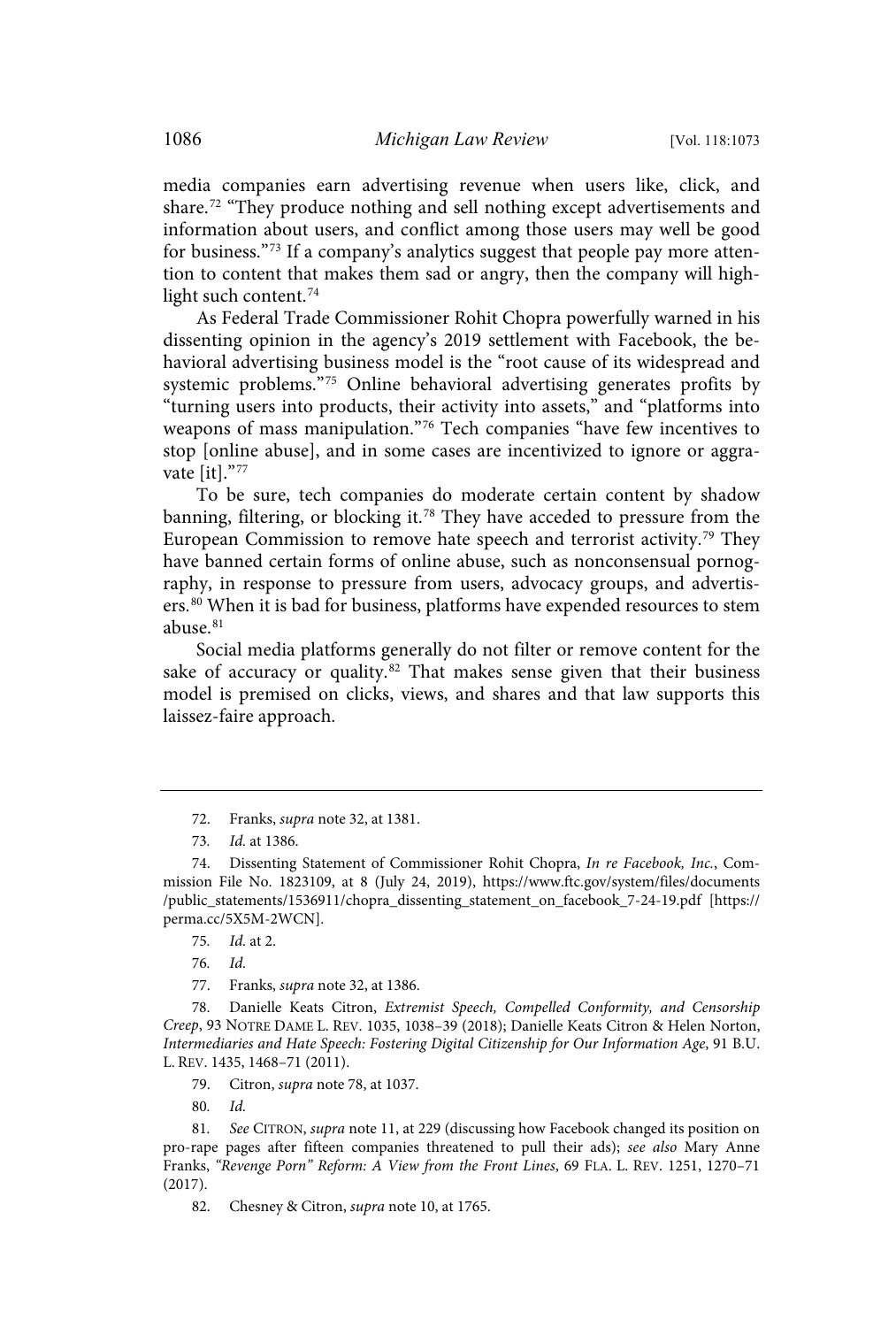media companies earn advertising revenue when users like, click, and share.[72] "They produce nothing and sell nothing except advertisements and information about users, and conflict among those users may well be good for business."[73] If a company's analytics suggest that people pay more attention to content that makes them sad or angry, then the company will highlight such content.[74]

As Federal Trade Commissioner Rohit Chopra powerfully warned in his dissenting opinion in the agency's 2019 settlement with Facebook, the behavioral advertising business model is the "root cause of its widespread and systemic problems."[75] Online behavioral advertising generates profits by "turning users into products, their activity into assets," and "platforms into weapons of mass manipulation."[76] Tech companies "have few incentives to stop [online abuse], and in some cases are incentivized to ignore or aggravate [it]."[77]

To be sure, tech companies do moderate certain content by shadow banning, filtering, or blocking it.[78] They have acceded to pressure from the European Commission to remove hate speech and terrorist activity.[79] They have banned certain forms of online abuse, such as nonconsensual pornography, in response to pressure from users, advocacy groups, and advertisers.[80] When it is bad for business, platforms have expended resources to stem abuse.[81]

Social media platforms generally do not filter or remove content for the sake of accuracy or quality.[82] That makes sense given that their business model is premised on clicks, views, and shares and that law supports this laissez-faire approach.

---

72. Franks, *supra* note 32, at 1381.

73. *Id.* at 1386.

74. Dissenting Statement of Commissioner Rohit Chopra, *In re Facebook, Inc.*, Commission File No. 1823109, at 8 (July 24, 2019), https://www.ftc.gov/system/files/documents/public_statements/1536911/chopra_dissenting_statement_on_facebook_7-24-19.pdf [https://perma.cc/5X5M-2WCN].

75. *Id.* at 2.

76. *Id.*

77. Franks, *supra* note 32, at 1386.

78. Danielle Keats Citron, *Extremist Speech, Compelled Conformity, and Censorship Creep*, 93 NOTRE DAME L. REV. 1035, 1038–39 (2018); Danielle Keats Citron & Helen Norton, *Intermediaries and Hate Speech: Fostering Digital Citizenship for Our Information Age*, 91 B.U. L. REV. 1435, 1468–71 (2011).

79. Citron, *supra* note 78, at 1037.

80. *Id.*

81. *See* CITRON, *supra* note 11, at 229 (discussing how Facebook changed its position on pro-rape pages after fifteen companies threatened to pull their ads); *see also* Mary Anne Franks, *"Revenge Porn" Reform: A View from the Front Lines*, 69 FLA. L. REV. 1251, 1270–71 (2017).

82. Chesney & Citron, *supra* note 10, at 1765.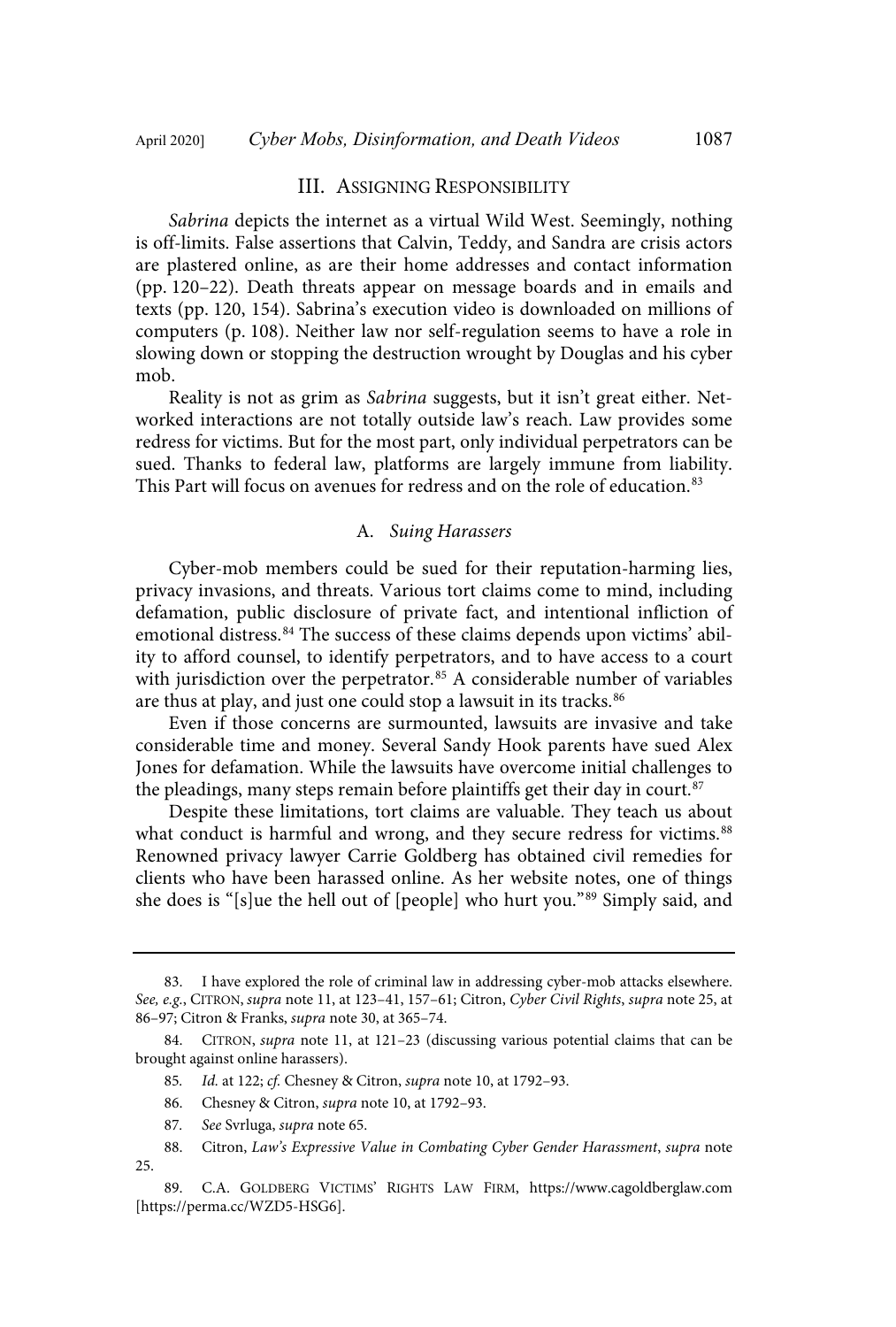## III. Assigning Responsibility

*Sabrina* depicts the internet as a virtual Wild West. Seemingly, nothing is off-limits. False assertions that Calvin, Teddy, and Sandra are crisis actors are plastered online, as are their home addresses and contact information (pp. 120–22). Death threats appear on message boards and in emails and texts (pp. 120, 154). Sabrina's execution video is downloaded on millions of computers (p. 108). Neither law nor self-regulation seems to have a role in slowing down or stopping the destruction wrought by Douglas and his cyber mob.

Reality is not as grim as *Sabrina* suggests, but it isn't great either. Networked interactions are not totally outside law's reach. Law provides some redress for victims. But for the most part, only individual perpetrators can be sued. Thanks to federal law, platforms are largely immune from liability. This Part will focus on avenues for redress and on the role of education.[83]

### A. *Suing Harassers*

Cyber-mob members could be sued for their reputation-harming lies, privacy invasions, and threats. Various tort claims come to mind, including defamation, public disclosure of private fact, and intentional infliction of emotional distress.[84] The success of these claims depends upon victims' ability to afford counsel, to identify perpetrators, and to have access to a court with jurisdiction over the perpetrator.[85] A considerable number of variables are thus at play, and just one could stop a lawsuit in its tracks.[86]

Even if those concerns are surmounted, lawsuits are invasive and take considerable time and money. Several Sandy Hook parents have sued Alex Jones for defamation. While the lawsuits have overcome initial challenges to the pleadings, many steps remain before plaintiffs get their day in court.[87]

Despite these limitations, tort claims are valuable. They teach us about what conduct is harmful and wrong, and they secure redress for victims.[88] Renowned privacy lawyer Carrie Goldberg has obtained civil remedies for clients who have been harassed online. As her website notes, one of things she does is "[s]ue the hell out of [people] who hurt you."[89] Simply said, and

---

83. I have explored the role of criminal law in addressing cyber-mob attacks elsewhere. *See, e.g.*, Citron, *supra* note 11, at 123–41, 157–61; Citron, *Cyber Civil Rights*, *supra* note 25, at 86–97; Citron & Franks, *supra* note 30, at 365–74.

84. Citron, *supra* note 11, at 121–23 (discussing various potential claims that can be brought against online harassers).

85. *Id.* at 122; *cf.* Chesney & Citron, *supra* note 10, at 1792–93.

86. Chesney & Citron, *supra* note 10, at 1792–93.

87. *See* Svrluga, *supra* note 65.

88. Citron, *Law's Expressive Value in Combating Cyber Gender Harassment*, *supra* note 25.

89. C.A. Goldberg Victims' Rights Law Firm, https://www.cagoldberglaw.com [https://perma.cc/WZD5-HSG6].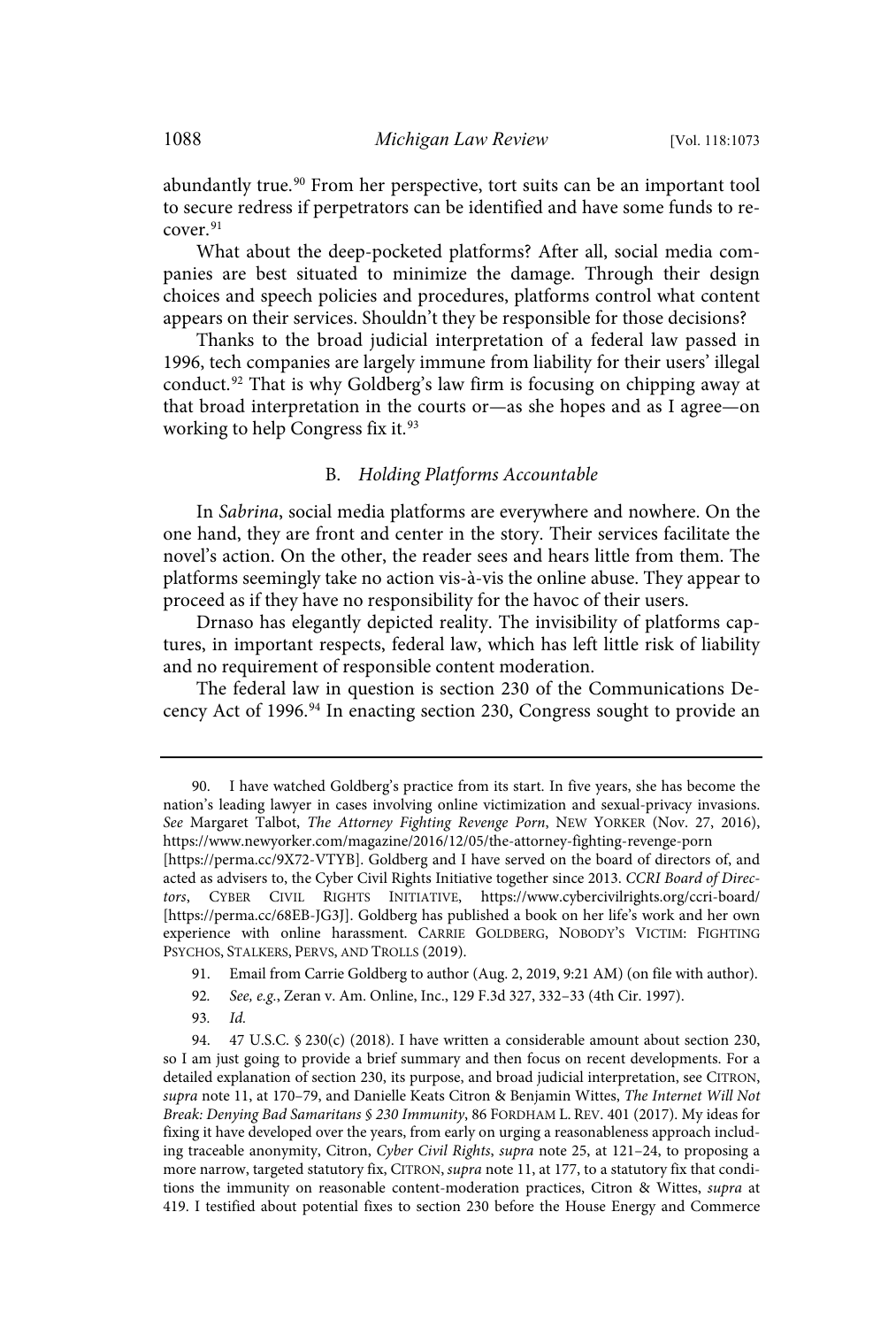abundantly true.[90] From her perspective, tort suits can be an important tool to secure redress if perpetrators can be identified and have some funds to recover.[91]

What about the deep-pocketed platforms? After all, social media companies are best situated to minimize the damage. Through their design choices and speech policies and procedures, platforms control what content appears on their services. Shouldn't they be responsible for those decisions?

Thanks to the broad judicial interpretation of a federal law passed in 1996, tech companies are largely immune from liability for their users' illegal conduct.[92] That is why Goldberg's law firm is focusing on chipping away at that broad interpretation in the courts or—as she hopes and as I agree—on working to help Congress fix it.[93]

### B. *Holding Platforms Accountable*

In *Sabrina*, social media platforms are everywhere and nowhere. On the one hand, they are front and center in the story. Their services facilitate the novel's action. On the other, the reader sees and hears little from them. The platforms seemingly take no action vis-à-vis the online abuse. They appear to proceed as if they have no responsibility for the havoc of their users.

Drnaso has elegantly depicted reality. The invisibility of platforms captures, in important respects, federal law, which has left little risk of liability and no requirement of responsible content moderation.

The federal law in question is section 230 of the Communications Decency Act of 1996.[94] In enacting section 230, Congress sought to provide an

---

90. I have watched Goldberg's practice from its start. In five years, she has become the nation's leading lawyer in cases involving online victimization and sexual-privacy invasions. *See* Margaret Talbot, *The Attorney Fighting Revenge Porn*, NEW YORKER (Nov. 27, 2016), https://www.newyorker.com/magazine/2016/12/05/the-attorney-fighting-revenge-porn [https://perma.cc/9X72-VTYB]. Goldberg and I have served on the board of directors of, and acted as advisers to, the Cyber Civil Rights Initiative together since 2013. *CCRI Board of Directors*, CYBER CIVIL RIGHTS INITIATIVE, https://www.cybercivilrights.org/ccri-board/ [https://perma.cc/68EB-JG3J]. Goldberg has published a book on her life's work and her own experience with online harassment. CARRIE GOLDBERG, NOBODY'S VICTIM: FIGHTING PSYCHOS, STALKERS, PERVS, AND TROLLS (2019).

91. Email from Carrie Goldberg to author (Aug. 2, 2019, 9:21 AM) (on file with author).

92. *See, e.g.*, Zeran v. Am. Online, Inc., 129 F.3d 327, 332–33 (4th Cir. 1997).

93. *Id.*

94. 47 U.S.C. § 230(c) (2018). I have written a considerable amount about section 230, so I am just going to provide a brief summary and then focus on recent developments. For a detailed explanation of section 230, its purpose, and broad judicial interpretation, see CITRON, *supra* note 11, at 170–79, and Danielle Keats Citron & Benjamin Wittes, *The Internet Will Not Break: Denying Bad Samaritans § 230 Immunity*, 86 FORDHAM L. REV. 401 (2017). My ideas for fixing it have developed over the years, from early on urging a reasonableness approach including traceable anonymity, Citron, *Cyber Civil Rights*, *supra* note 25, at 121–24, to proposing a more narrow, targeted statutory fix, CITRON, *supra* note 11, at 177, to a statutory fix that conditions the immunity on reasonable content-moderation practices, Citron & Wittes, *supra* at 419. I testified about potential fixes to section 230 before the House Energy and Commerce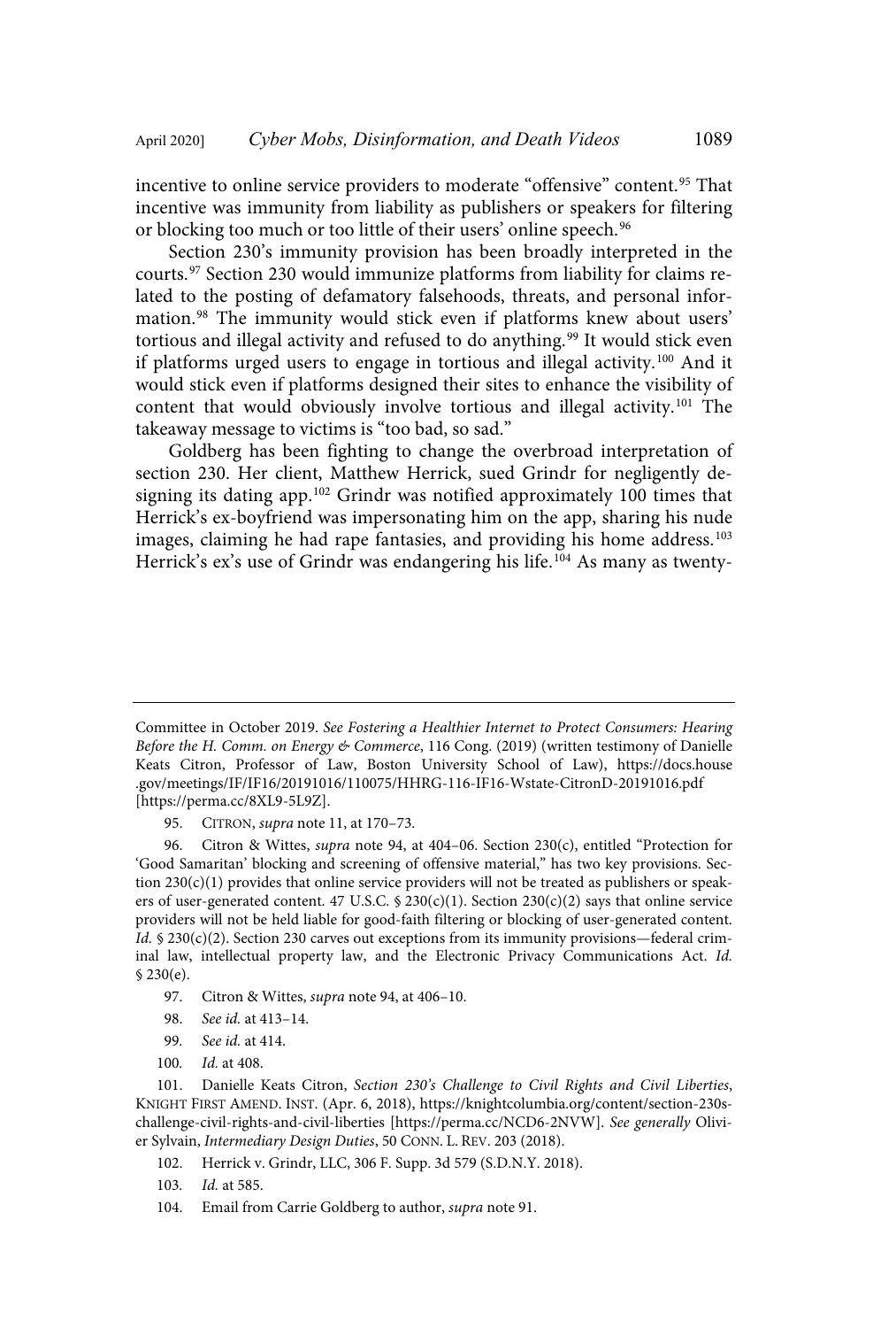incentive to online service providers to moderate "offensive" content.[95] That incentive was immunity from liability as publishers or speakers for filtering or blocking too much or too little of their users' online speech.[96]

Section 230's immunity provision has been broadly interpreted in the courts.[97] Section 230 would immunize platforms from liability for claims related to the posting of defamatory falsehoods, threats, and personal information.[98] The immunity would stick even if platforms knew about users' tortious and illegal activity and refused to do anything.[99] It would stick even if platforms urged users to engage in tortious and illegal activity.[100] And it would stick even if platforms designed their sites to enhance the visibility of content that would obviously involve tortious and illegal activity.[101] The takeaway message to victims is "too bad, so sad."

Goldberg has been fighting to change the overbroad interpretation of section 230. Her client, Matthew Herrick, sued Grindr for negligently designing its dating app.[102] Grindr was notified approximately 100 times that Herrick's ex-boyfriend was impersonating him on the app, sharing his nude images, claiming he had rape fantasies, and providing his home address.[103] Herrick's ex's use of Grindr was endangering his life.[104] As many as twenty-

---

Committee in October 2019. *See Fostering a Healthier Internet to Protect Consumers: Hearing Before the H. Comm. on Energy & Commerce*, 116 Cong. (2019) (written testimony of Danielle Keats Citron, Professor of Law, Boston University School of Law), https://docs.house.gov/meetings/IF/IF16/20191016/110075/HHRG-116-IF16-Wstate-CitronD-20191016.pdf [https://perma.cc/8XL9-5L9Z].

95. CITRON, *supra* note 11, at 170–73.

96. Citron & Wittes, *supra* note 94, at 404–06. Section 230(c), entitled "Protection for 'Good Samaritan' blocking and screening of offensive material," has two key provisions. Section 230(c)(1) provides that online service providers will not be treated as publishers or speakers of user-generated content. 47 U.S.C. § 230(c)(1). Section 230(c)(2) says that online service providers will not be held liable for good-faith filtering or blocking of user-generated content. *Id.* § 230(c)(2). Section 230 carves out exceptions from its immunity provisions—federal criminal law, intellectual property law, and the Electronic Privacy Communications Act. *Id.* § 230(e).

97. Citron & Wittes, *supra* note 94, at 406–10.

98. *See id.* at 413–14.

99. *See id.* at 414.

100. *Id.* at 408.

101. Danielle Keats Citron, *Section 230's Challenge to Civil Rights and Civil Liberties*, KNIGHT FIRST AMEND. INST. (Apr. 6, 2018), https://knightcolumbia.org/content/section-230s-challenge-civil-rights-and-civil-liberties [https://perma.cc/NCD6-2NVW]. *See generally* Olivier Sylvain, *Intermediary Design Duties*, 50 CONN. L. REV. 203 (2018).

102. Herrick v. Grindr, LLC, 306 F. Supp. 3d 579 (S.D.N.Y. 2018).

103. *Id.* at 585.

104. Email from Carrie Goldberg to author, *supra* note 91.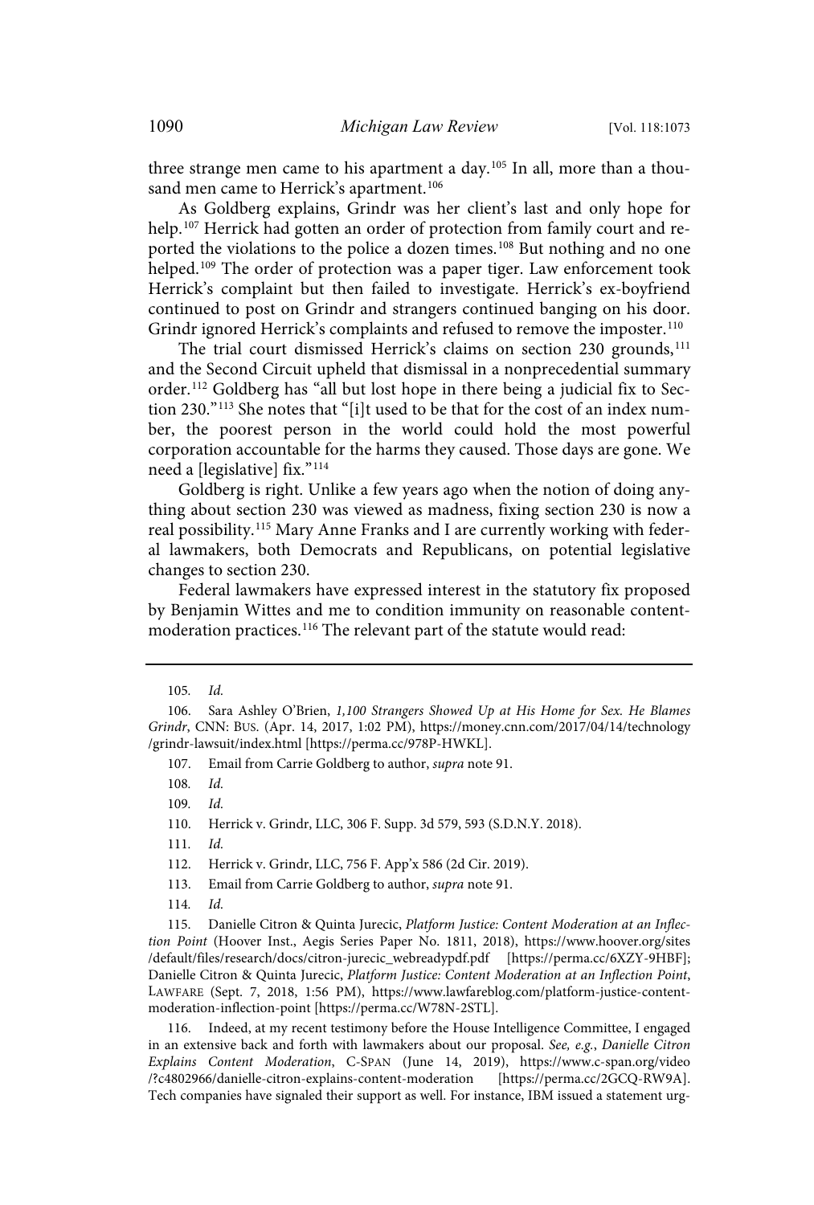three strange men came to his apartment a day.[105] In all, more than a thousand men came to Herrick's apartment.[106]

As Goldberg explains, Grindr was her client's last and only hope for help.[107] Herrick had gotten an order of protection from family court and reported the violations to the police a dozen times.[108] But nothing and no one helped.[109] The order of protection was a paper tiger. Law enforcement took Herrick's complaint but then failed to investigate. Herrick's ex-boyfriend continued to post on Grindr and strangers continued banging on his door. Grindr ignored Herrick's complaints and refused to remove the imposter.[110]

The trial court dismissed Herrick's claims on section 230 grounds,[111] and the Second Circuit upheld that dismissal in a nonprecedential summary order.[112] Goldberg has "all but lost hope in there being a judicial fix to Section 230."[113] She notes that "[i]t used to be that for the cost of an index number, the poorest person in the world could hold the most powerful corporation accountable for the harms they caused. Those days are gone. We need a [legislative] fix."[114]

Goldberg is right. Unlike a few years ago when the notion of doing anything about section 230 was viewed as madness, fixing section 230 is now a real possibility.[115] Mary Anne Franks and I are currently working with federal lawmakers, both Democrats and Republicans, on potential legislative changes to section 230.

Federal lawmakers have expressed interest in the statutory fix proposed by Benjamin Wittes and me to condition immunity on reasonable content-moderation practices.[116] The relevant part of the statute would read:

---

105. *Id.*

106. Sara Ashley O'Brien, *1,100 Strangers Showed Up at His Home for Sex. He Blames Grindr*, CNN: BUS. (Apr. 14, 2017, 1:02 PM), https://money.cnn.com/2017/04/14/technology/grindr-lawsuit/index.html [https://perma.cc/978P-HWKL].

107. Email from Carrie Goldberg to author, *supra* note 91.

108. *Id.*

109. *Id.*

110. Herrick v. Grindr, LLC, 306 F. Supp. 3d 579, 593 (S.D.N.Y. 2018).

111. *Id.*

112. Herrick v. Grindr, LLC, 756 F. App'x 586 (2d Cir. 2019).

113. Email from Carrie Goldberg to author, *supra* note 91.

114. *Id.*

115. Danielle Citron & Quinta Jurecic, *Platform Justice: Content Moderation at an Inflection Point* (Hoover Inst., Aegis Series Paper No. 1811, 2018), https://www.hoover.org/sites/default/files/research/docs/citron-jurecic_webreadypdf.pdf [https://perma.cc/6XZY-9HBF]; Danielle Citron & Quinta Jurecic, *Platform Justice: Content Moderation at an Inflection Point*, LAWFARE (Sept. 7, 2018, 1:56 PM), https://www.lawfareblog.com/platform-justice-content-moderation-inflection-point [https://perma.cc/W78N-2STL].

116. Indeed, at my recent testimony before the House Intelligence Committee, I engaged in an extensive back and forth with lawmakers about our proposal. *See, e.g.*, *Danielle Citron Explains Content Moderation*, C-SPAN (June 14, 2019), https://www.c-span.org/video/?c4802966/danielle-citron-explains-content-moderation [https://perma.cc/2GCQ-RW9A]. Tech companies have signaled their support as well. For instance, IBM issued a statement urg-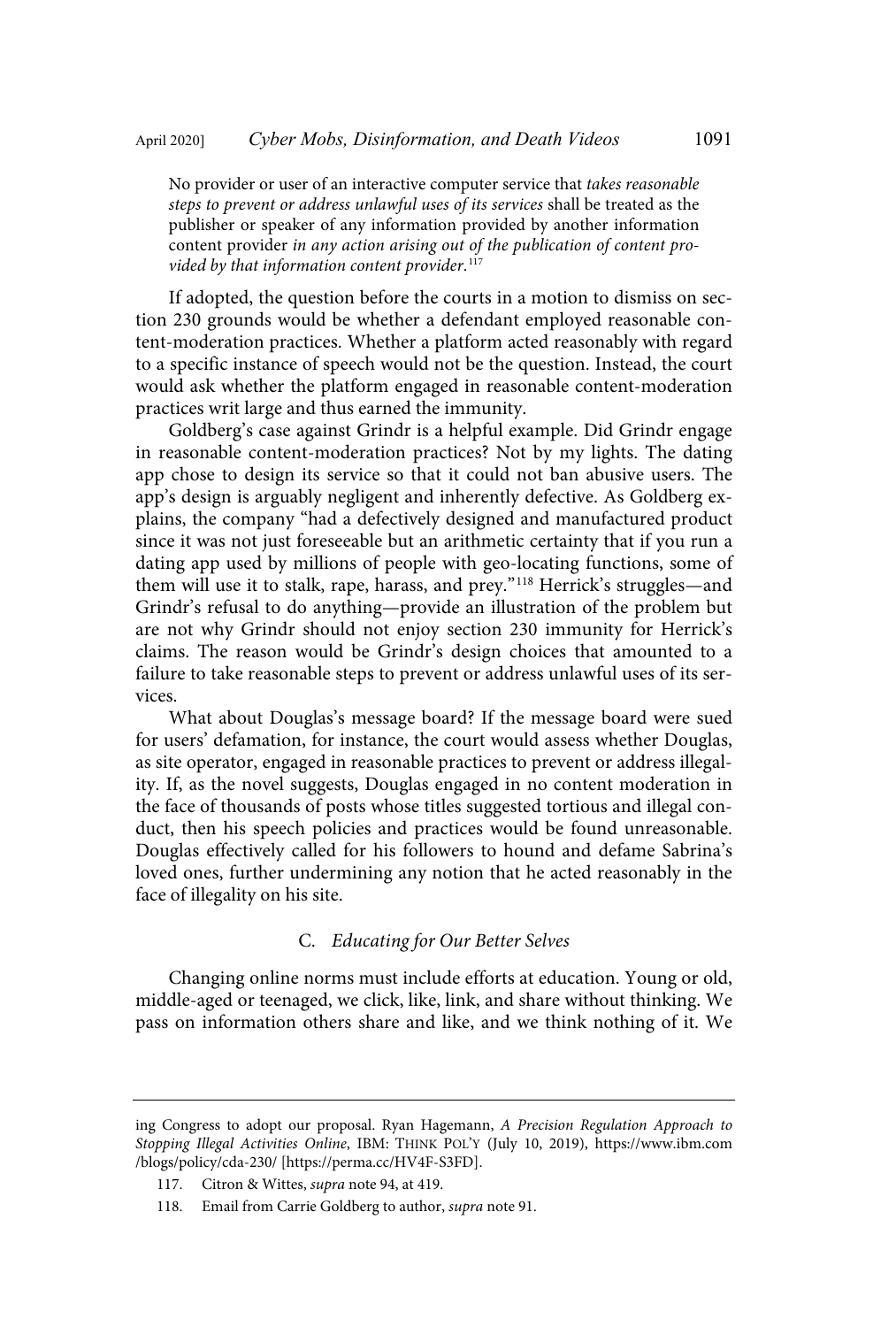No provider or user of an interactive computer service that *takes reasonable steps to prevent or address unlawful uses of its services* shall be treated as the publisher or speaker of any information provided by another information content provider *in any action arising out of the publication of content provided by that information content provider.*[117]

If adopted, the question before the courts in a motion to dismiss on section 230 grounds would be whether a defendant employed reasonable content-moderation practices. Whether a platform acted reasonably with regard to a specific instance of speech would not be the question. Instead, the court would ask whether the platform engaged in reasonable content-moderation practices writ large and thus earned the immunity.

Goldberg's case against Grindr is a helpful example. Did Grindr engage in reasonable content-moderation practices? Not by my lights. The dating app chose to design its service so that it could not ban abusive users. The app's design is arguably negligent and inherently defective. As Goldberg explains, the company "had a defectively designed and manufactured product since it was not just foreseeable but an arithmetic certainty that if you run a dating app used by millions of people with geo-locating functions, some of them will use it to stalk, rape, harass, and prey."[118] Herrick's struggles—and Grindr's refusal to do anything—provide an illustration of the problem but are not why Grindr should not enjoy section 230 immunity for Herrick's claims. The reason would be Grindr's design choices that amounted to a failure to take reasonable steps to prevent or address unlawful uses of its services.

What about Douglas's message board? If the message board were sued for users' defamation, for instance, the court would assess whether Douglas, as site operator, engaged in reasonable practices to prevent or address illegality. If, as the novel suggests, Douglas engaged in no content moderation in the face of thousands of posts whose titles suggested tortious and illegal conduct, then his speech policies and practices would be found unreasonable. Douglas effectively called for his followers to hound and defame Sabrina's loved ones, further undermining any notion that he acted reasonably in the face of illegality on his site.

### C. *Educating for Our Better Selves*

Changing online norms must include efforts at education. Young or old, middle-aged or teenaged, we click, like, link, and share without thinking. We pass on information others share and like, and we think nothing of it. We

---

ing Congress to adopt our proposal. Ryan Hagemann, *A Precision Regulation Approach to Stopping Illegal Activities Online*, IBM: THINK POL'Y (July 10, 2019), https://www.ibm.com/blogs/policy/cda-230/ [https://perma.cc/HV4F-S3FD].

117. Citron & Wittes, *supra* note 94, at 419.

118. Email from Carrie Goldberg to author, *supra* note 91.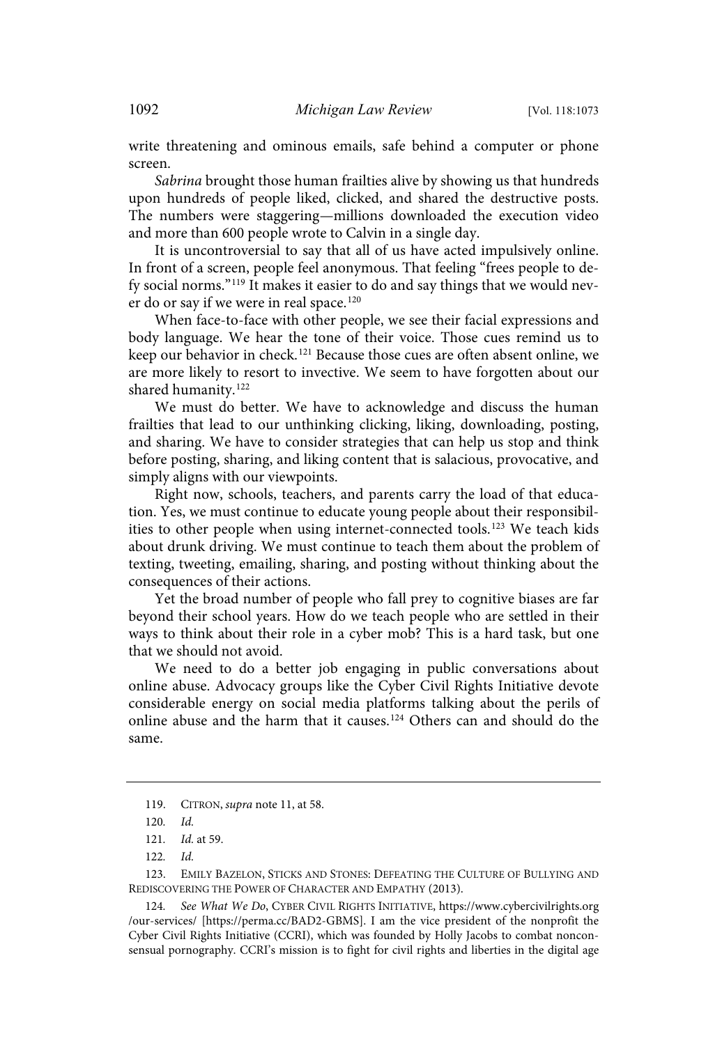write threatening and ominous emails, safe behind a computer or phone screen.

*Sabrina* brought those human frailties alive by showing us that hundreds upon hundreds of people liked, clicked, and shared the destructive posts. The numbers were staggering—millions downloaded the execution video and more than 600 people wrote to Calvin in a single day.

It is uncontroversial to say that all of us have acted impulsively online. In front of a screen, people feel anonymous. That feeling "frees people to defy social norms."[119] It makes it easier to do and say things that we would never do or say if we were in real space.[120]

When face-to-face with other people, we see their facial expressions and body language. We hear the tone of their voice. Those cues remind us to keep our behavior in check.[121] Because those cues are often absent online, we are more likely to resort to invective. We seem to have forgotten about our shared humanity.[122]

We must do better. We have to acknowledge and discuss the human frailties that lead to our unthinking clicking, liking, downloading, posting, and sharing. We have to consider strategies that can help us stop and think before posting, sharing, and liking content that is salacious, provocative, and simply aligns with our viewpoints.

Right now, schools, teachers, and parents carry the load of that education. Yes, we must continue to educate young people about their responsibilities to other people when using internet-connected tools.[123] We teach kids about drunk driving. We must continue to teach them about the problem of texting, tweeting, emailing, sharing, and posting without thinking about the consequences of their actions.

Yet the broad number of people who fall prey to cognitive biases are far beyond their school years. How do we teach people who are settled in their ways to think about their role in a cyber mob? This is a hard task, but one that we should not avoid.

We need to do a better job engaging in public conversations about online abuse. Advocacy groups like the Cyber Civil Rights Initiative devote considerable energy on social media platforms talking about the perils of online abuse and the harm that it causes.[124] Others can and should do the same.

---

119. CITRON, *supra* note 11, at 58.

120. *Id.*

121. *Id.* at 59.

122. *Id.*

123. EMILY BAZELON, STICKS AND STONES: DEFEATING THE CULTURE OF BULLYING AND REDISCOVERING THE POWER OF CHARACTER AND EMPATHY (2013).

124. *See What We Do*, CYBER CIVIL RIGHTS INITIATIVE, https://www.cybercivilrights.org/our-services/ [https://perma.cc/BAD2-GBMS]. I am the vice president of the nonprofit the Cyber Civil Rights Initiative (CCRI), which was founded by Holly Jacobs to combat nonconsensual pornography. CCRI's mission is to fight for civil rights and liberties in the digital age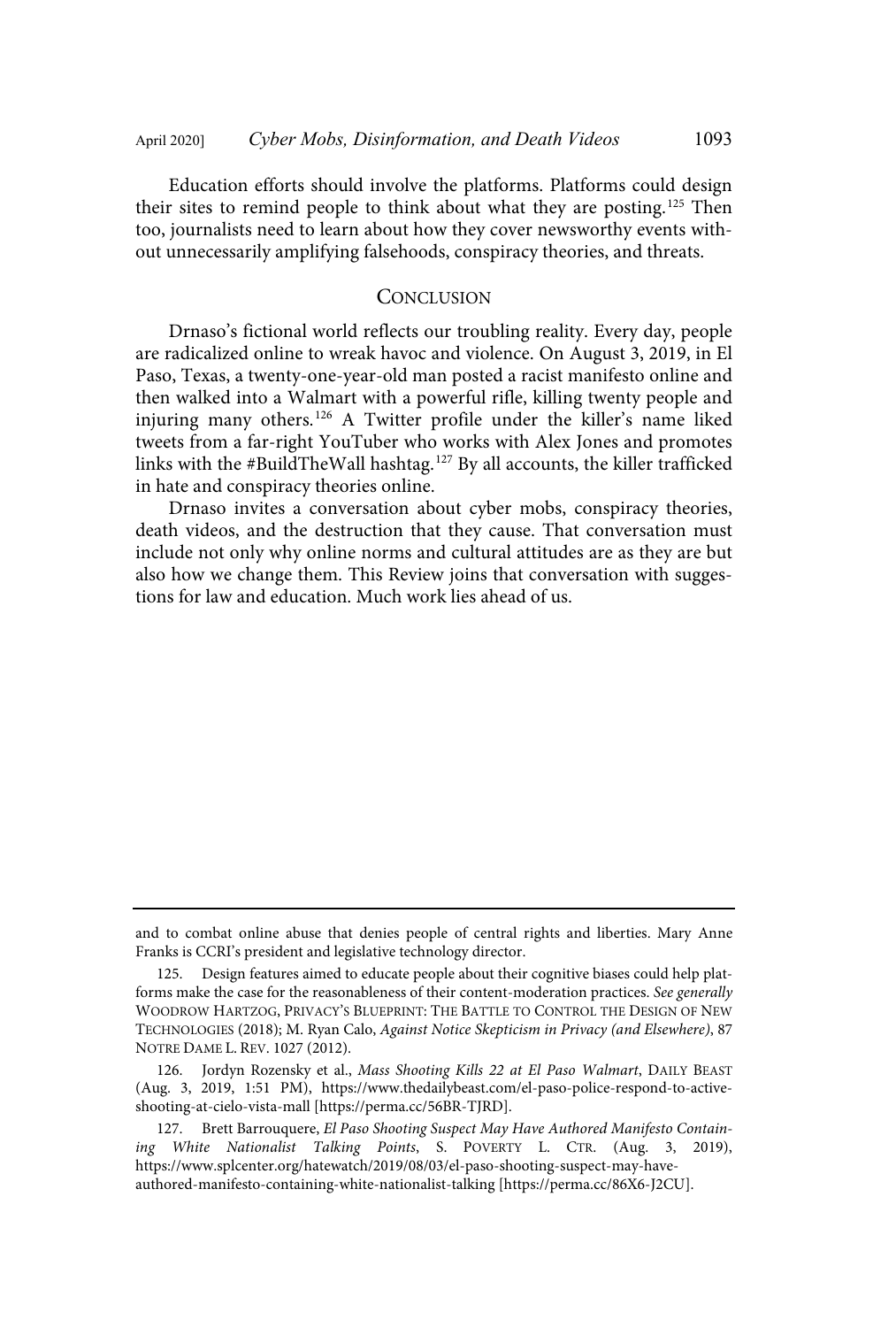Education efforts should involve the platforms. Platforms could design their sites to remind people to think about what they are posting.[125] Then too, journalists need to learn about how they cover newsworthy events without unnecessarily amplifying falsehoods, conspiracy theories, and threats.

## CONCLUSION

Drnaso's fictional world reflects our troubling reality. Every day, people are radicalized online to wreak havoc and violence. On August 3, 2019, in El Paso, Texas, a twenty-one-year-old man posted a racist manifesto online and then walked into a Walmart with a powerful rifle, killing twenty people and injuring many others.[126] A Twitter profile under the killer's name liked tweets from a far-right YouTuber who works with Alex Jones and promotes links with the #BuildTheWall hashtag.[127] By all accounts, the killer trafficked in hate and conspiracy theories online.

Drnaso invites a conversation about cyber mobs, conspiracy theories, death videos, and the destruction that they cause. That conversation must include not only why online norms and cultural attitudes are as they are but also how we change them. This Review joins that conversation with suggestions for law and education. Much work lies ahead of us.

---

and to combat online abuse that denies people of central rights and liberties. Mary Anne Franks is CCRI's president and legislative technology director.

125. Design features aimed to educate people about their cognitive biases could help platforms make the case for the reasonableness of their content-moderation practices. *See generally* WOODROW HARTZOG, PRIVACY'S BLUEPRINT: THE BATTLE TO CONTROL THE DESIGN OF NEW TECHNOLOGIES (2018); M. Ryan Calo, *Against Notice Skepticism in Privacy (and Elsewhere)*, 87 NOTRE DAME L. REV. 1027 (2012).

126. Jordyn Rozensky et al., *Mass Shooting Kills 22 at El Paso Walmart*, DAILY BEAST (Aug. 3, 2019, 1:51 PM), https://www.thedailybeast.com/el-paso-police-respond-to-active-shooting-at-cielo-vista-mall [https://perma.cc/56BR-TJRD].

127. Brett Barrouquere, *El Paso Shooting Suspect May Have Authored Manifesto Containing White Nationalist Talking Points*, S. POVERTY L. CTR. (Aug. 3, 2019), https://www.splcenter.org/hatewatch/2019/08/03/el-paso-shooting-suspect-may-have-authored-manifesto-containing-white-nationalist-talking [https://perma.cc/86X6-J2CU].